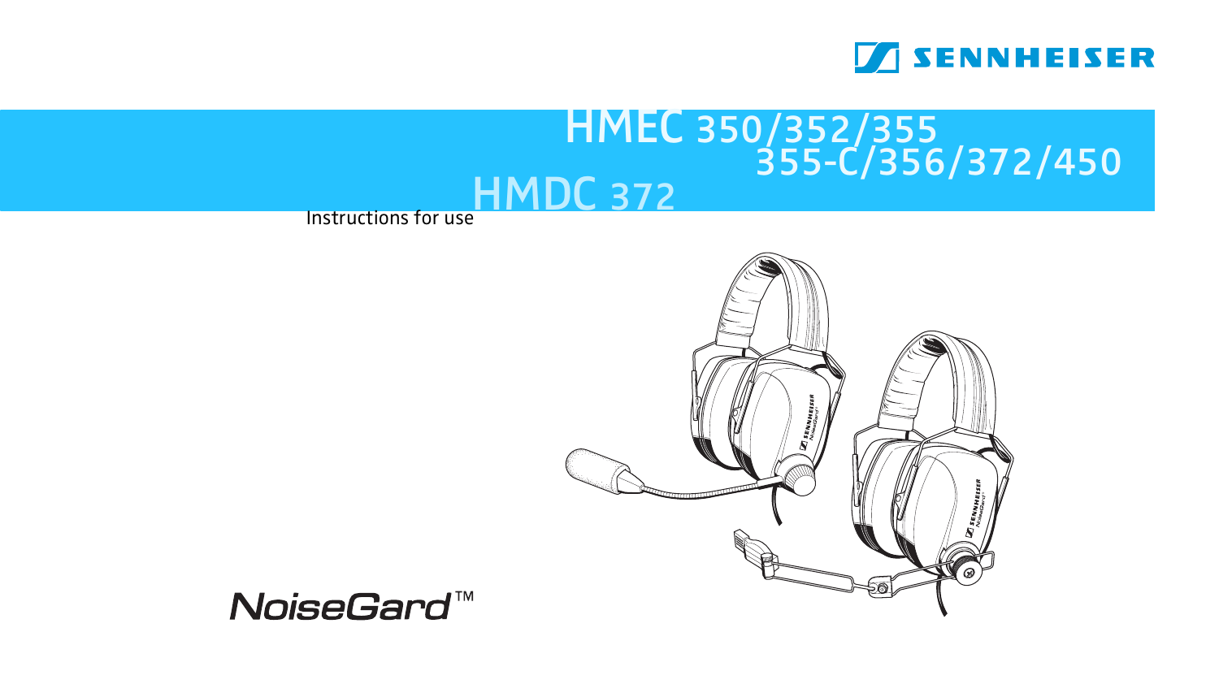SENNHEISER

# HMEC 350/352/355 355-C/356/372/450

# HMDC 372

Instructions for use

NoiseGard™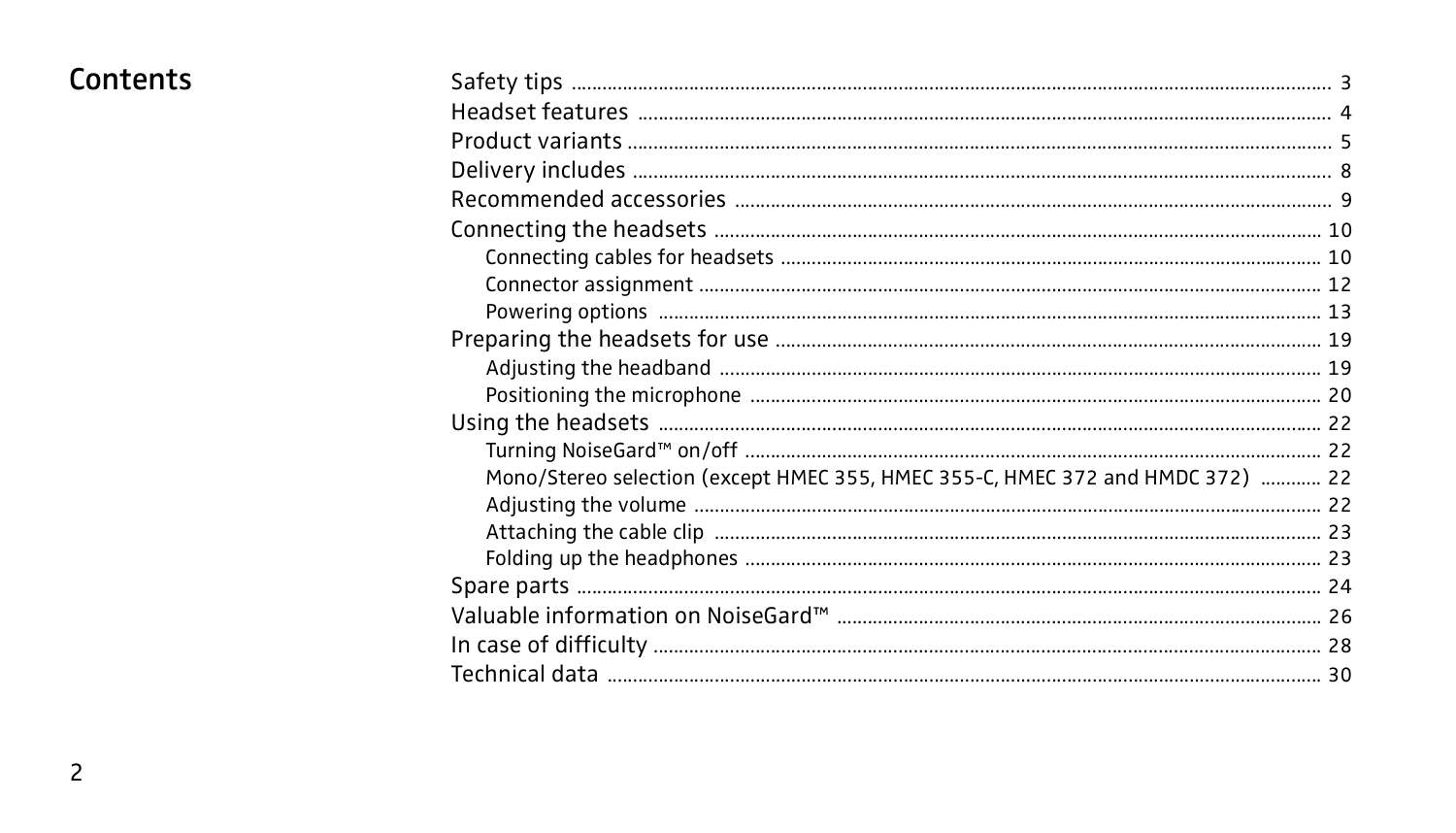# Contents

- Safety tips ... 3
- Headset features ... 4
- Product variants ... 5
- Delivery includes ... 8
- Recommended accessories ... 9
- Connecting the headsets ... 10
  - Connecting cables for headsets ... 10
  - Connector assignment ... 12
  - Powering options ... 13
- Preparing the headsets for use ... 19
  - Adjusting the headband ... 19
  - Positioning the microphone ... 20
- Using the headsets ... 22
  - Turning NoiseGard™ on/off ... 22
  - Mono/Stereo selection (except HMEC 355, HMEC 355-C, HMEC 372 and HMDC 372) ... 22
  - Adjusting the volume ... 22
  - Attaching the cable clip ... 23
  - Folding up the headphones ... 23
- Spare parts ... 24
- Valuable information on NoiseGard™ ... 26
- In case of difficulty ... 28
- Technical data ... 30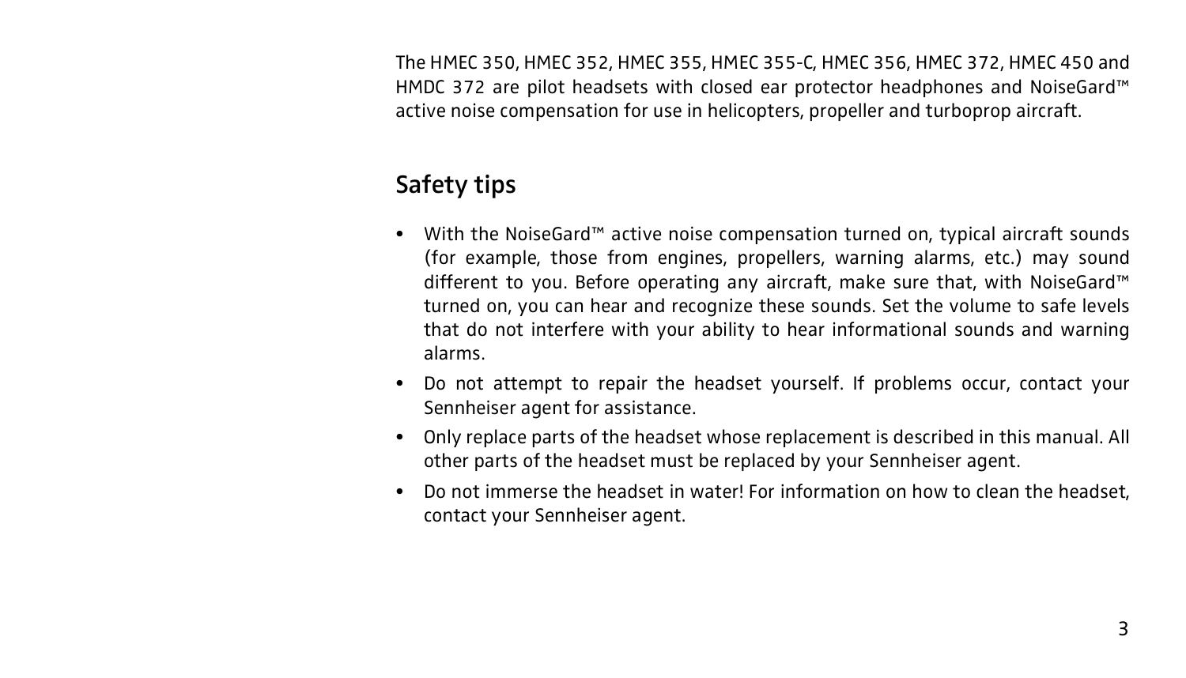The HMEC 350, HMEC 352, HMEC 355, HMEC 355-C, HMEC 356, HMEC 372, HMEC 450 and HMDC 372 are pilot headsets with closed ear protector headphones and NoiseGard™ active noise compensation for use in helicopters, propeller and turboprop aircraft.

## Safety tips

- With the NoiseGard™ active noise compensation turned on, typical aircraft sounds (for example, those from engines, propellers, warning alarms, etc.) may sound different to you. Before operating any aircraft, make sure that, with NoiseGard™ turned on, you can hear and recognize these sounds. Set the volume to safe levels that do not interfere with your ability to hear informational sounds and warning alarms.
- Do not attempt to repair the headset yourself. If problems occur, contact your Sennheiser agent for assistance.
- Only replace parts of the headset whose replacement is described in this manual. All other parts of the headset must be replaced by your Sennheiser agent.
- Do not immerse the headset in water! For information on how to clean the headset, contact your Sennheiser agent.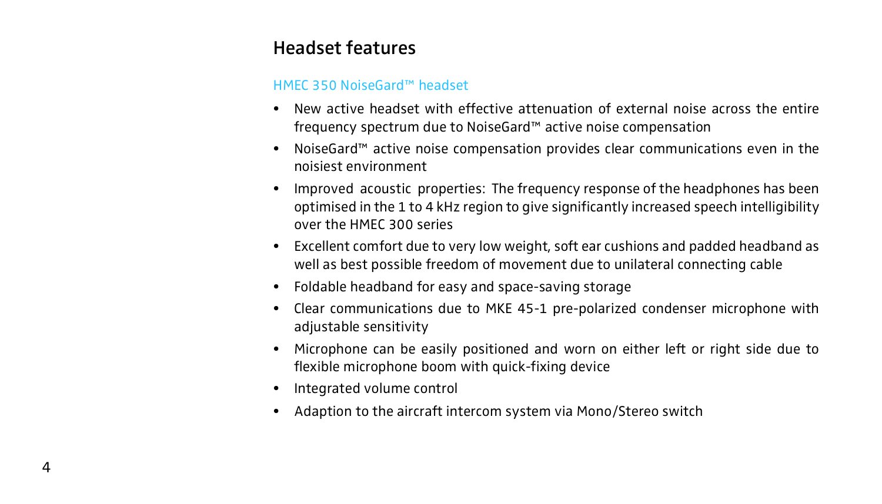## Headset features

### HMEC 350 NoiseGard™ headset

- New active headset with effective attenuation of external noise across the entire frequency spectrum due to NoiseGard™ active noise compensation
- NoiseGard™ active noise compensation provides clear communications even in the noisiest environment
- Improved acoustic properties: The frequency response of the headphones has been optimised in the 1 to 4 kHz region to give significantly increased speech intelligibility over the HMEC 300 series
- Excellent comfort due to very low weight, soft ear cushions and padded headband as well as best possible freedom of movement due to unilateral connecting cable
- Foldable headband for easy and space-saving storage
- Clear communications due to MKE 45-1 pre-polarized condenser microphone with adjustable sensitivity
- Microphone can be easily positioned and worn on either left or right side due to flexible microphone boom with quick-fixing device
- Integrated volume control
- Adaption to the aircraft intercom system via Mono/Stereo switch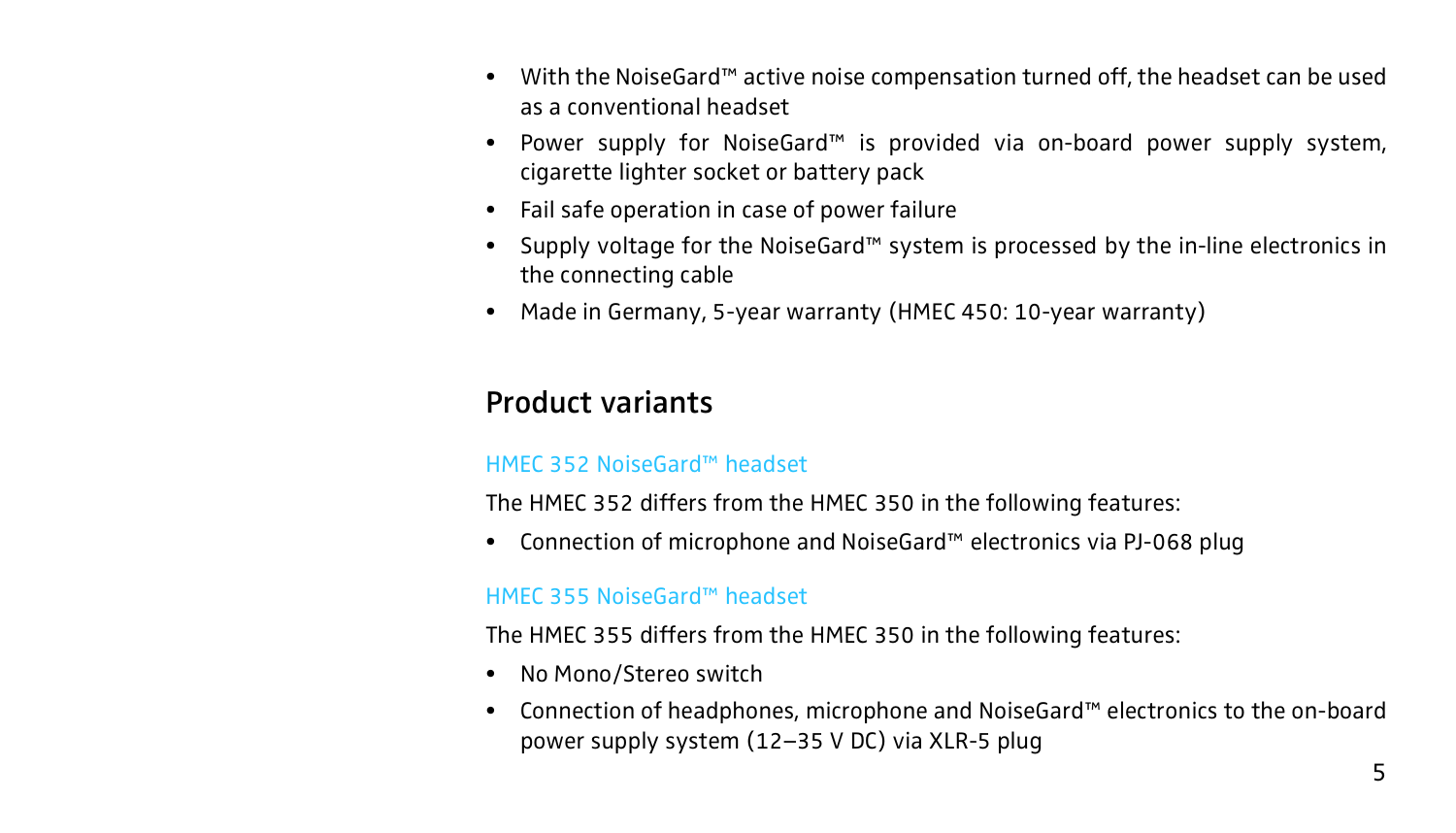- With the NoiseGard™ active noise compensation turned off, the headset can be used as a conventional headset
- Power supply for NoiseGard™ is provided via on-board power supply system, cigarette lighter socket or battery pack
- Fail safe operation in case of power failure
- Supply voltage for the NoiseGard™ system is processed by the in-line electronics in the connecting cable
- Made in Germany, 5-year warranty (HMEC 450: 10-year warranty)

## Product variants

### HMEC 352 NoiseGard™ headset

The HMEC 352 differs from the HMEC 350 in the following features:

- Connection of microphone and NoiseGard™ electronics via PJ-068 plug

### HMEC 355 NoiseGard™ headset

The HMEC 355 differs from the HMEC 350 in the following features:

- No Mono/Stereo switch
- Connection of headphones, microphone and NoiseGard™ electronics to the on-board power supply system (12–35 V DC) via XLR-5 plug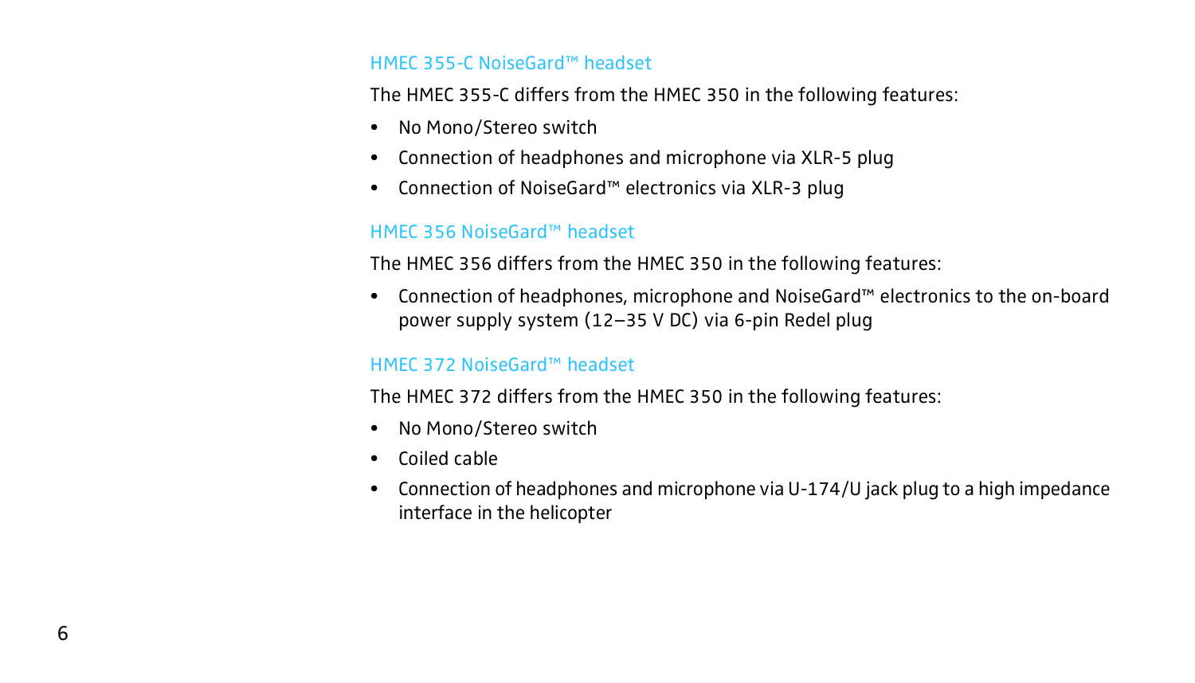### HMEC 355-C NoiseGard™ headset

The HMEC 355-C differs from the HMEC 350 in the following features:

- No Mono/Stereo switch
- Connection of headphones and microphone via XLR-5 plug
- Connection of NoiseGard™ electronics via XLR-3 plug

### HMEC 356 NoiseGard™ headset

The HMEC 356 differs from the HMEC 350 in the following features:

- Connection of headphones, microphone and NoiseGard™ electronics to the on-board power supply system (12–35 V DC) via 6-pin Redel plug

### HMEC 372 NoiseGard™ headset

The HMEC 372 differs from the HMEC 350 in the following features:

- No Mono/Stereo switch
- Coiled cable
- Connection of headphones and microphone via U-174/U jack plug to a high impedance interface in the helicopter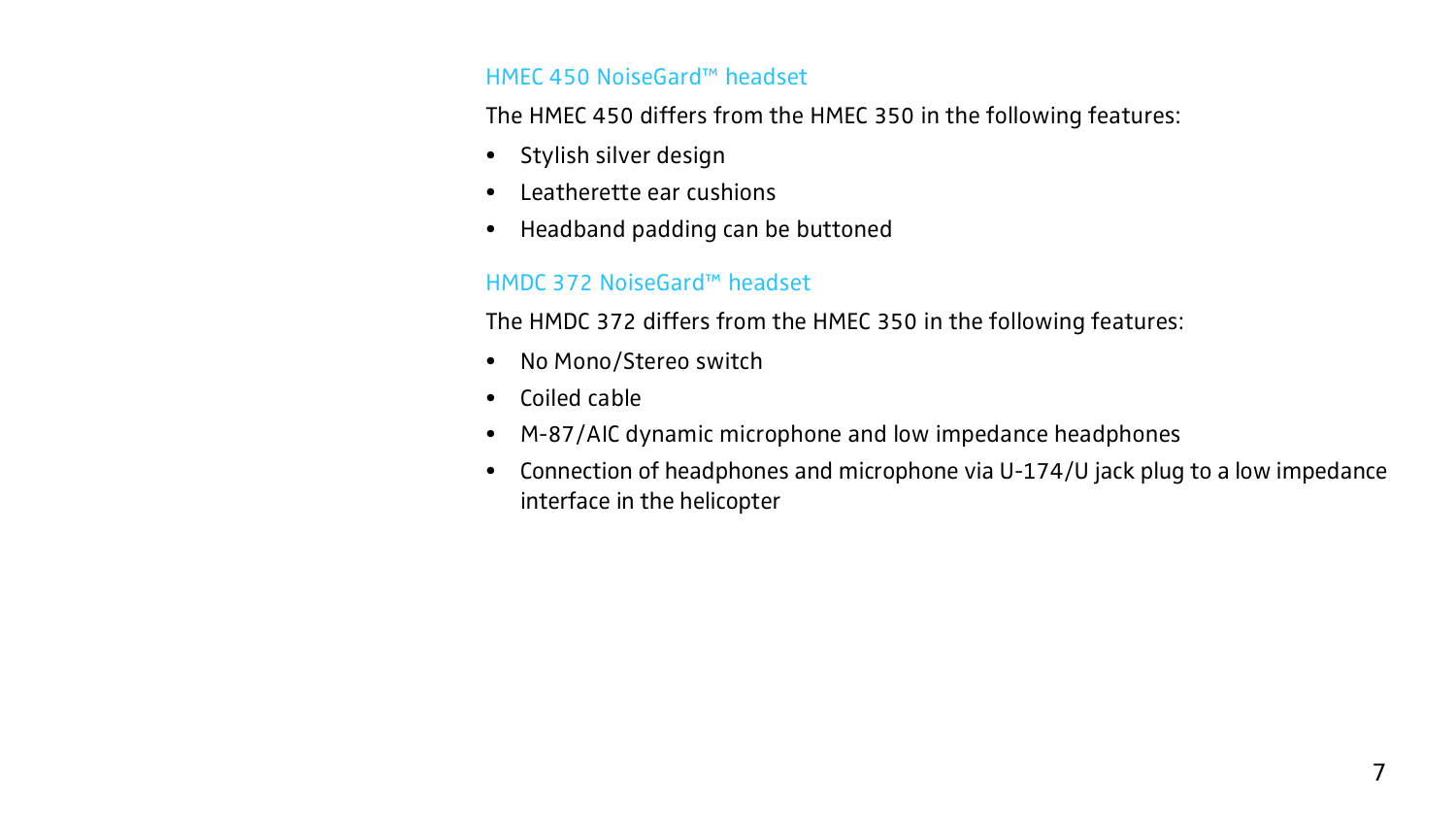### HMEC 450 NoiseGard™ headset

The HMEC 450 differs from the HMEC 350 in the following features:

- Stylish silver design
- Leatherette ear cushions
- Headband padding can be buttoned

### HMDC 372 NoiseGard™ headset

The HMDC 372 differs from the HMEC 350 in the following features:

- No Mono/Stereo switch
- Coiled cable
- M-87/AIC dynamic microphone and low impedance headphones
- Connection of headphones and microphone via U-174/U jack plug to a low impedance interface in the helicopter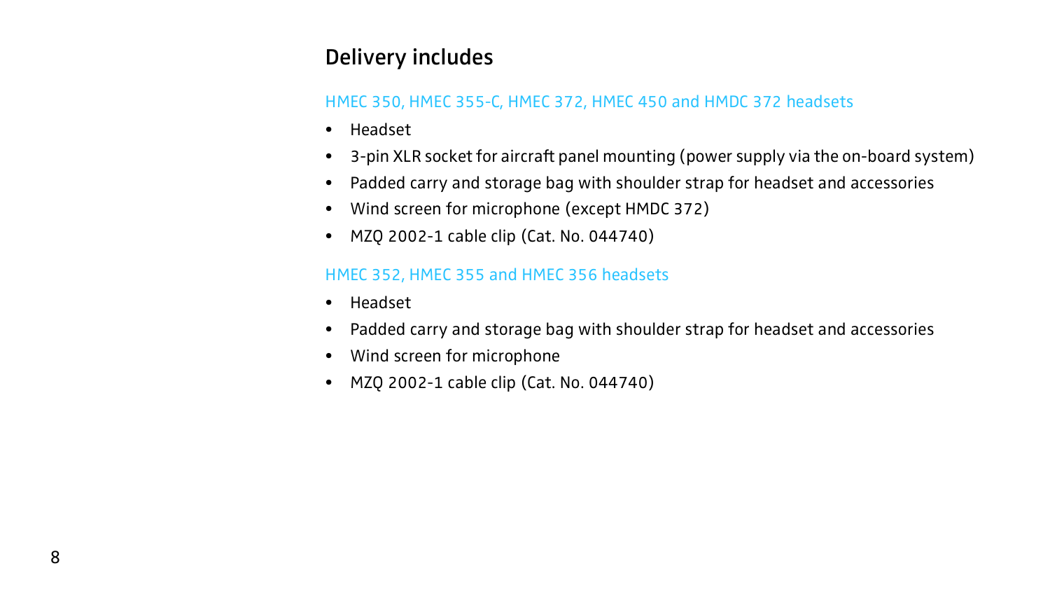## Delivery includes

### HMEC 350, HMEC 355-C, HMEC 372, HMEC 450 and HMDC 372 headsets

- Headset
- 3-pin XLR socket for aircraft panel mounting (power supply via the on-board system)
- Padded carry and storage bag with shoulder strap for headset and accessories
- Wind screen for microphone (except HMDC 372)
- MZQ 2002-1 cable clip (Cat. No. 044740)

### HMEC 352, HMEC 355 and HMEC 356 headsets

- Headset
- Padded carry and storage bag with shoulder strap for headset and accessories
- Wind screen for microphone
- MZQ 2002-1 cable clip (Cat. No. 044740)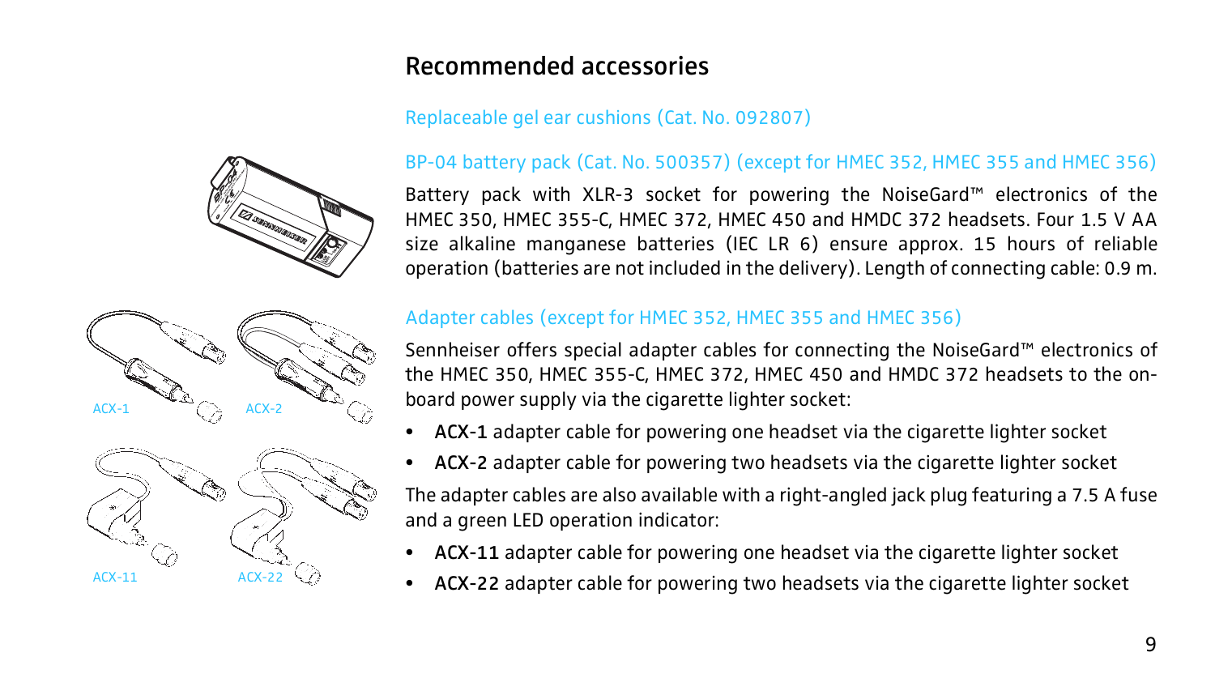## Recommended accessories

### Replaceable gel ear cushions (Cat. No. 092807)

### BP-04 battery pack (Cat. No. 500357) (except for HMEC 352, HMEC 355 and HMEC 356)

Battery pack with XLR-3 socket for powering the NoiseGard™ electronics of the HMEC 350, HMEC 355-C, HMEC 372, HMEC 450 and HMDC 372 headsets. Four 1.5 V AA size alkaline manganese batteries (IEC LR 6) ensure approx. 15 hours of reliable operation (batteries are not included in the delivery). Length of connecting cable: 0.9 m.

### Adapter cables (except for HMEC 352, HMEC 355 and HMEC 356)

Sennheiser offers special adapter cables for connecting the NoiseGard™ electronics of the HMEC 350, HMEC 355-C, HMEC 372, HMEC 450 and HMDC 372 headsets to the on-board power supply via the cigarette lighter socket:

- **ACX-1** adapter cable for powering one headset via the cigarette lighter socket
- **ACX-2** adapter cable for powering two headsets via the cigarette lighter socket

The adapter cables are also available with a right-angled jack plug featuring a 7.5 A fuse and a green LED operation indicator:

- **ACX-11** adapter cable for powering one headset via the cigarette lighter socket
- **ACX-22** adapter cable for powering two headsets via the cigarette lighter socket

ACX-1 ACX-2

ACX-11 ACX-22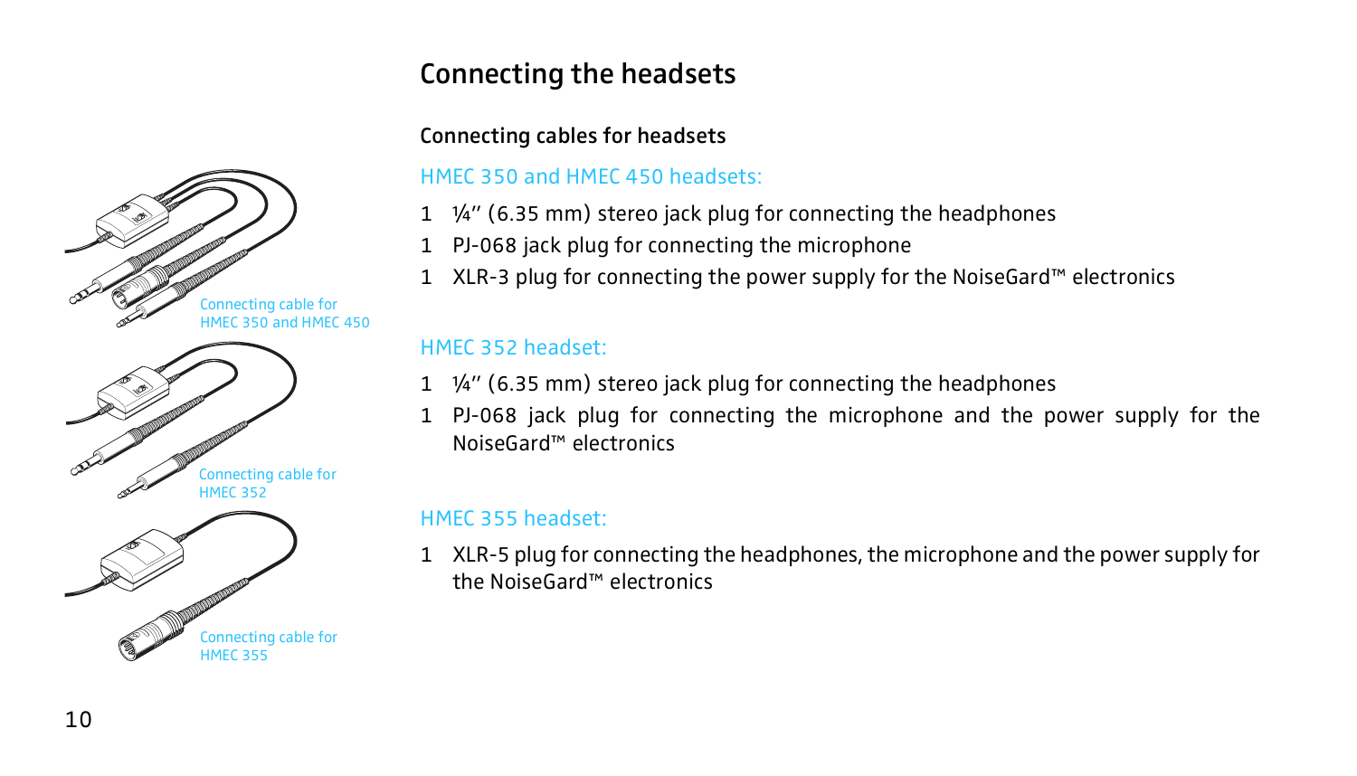# Connecting the headsets

### Connecting cables for headsets

HMEC 350 and HMEC 450 headsets:

1 ¼" (6.35 mm) stereo jack plug for connecting the headphones

1 PJ-068 jack plug for connecting the microphone

1 XLR-3 plug for connecting the power supply for the NoiseGard™ electronics

HMEC 352 headset:

1 ¼" (6.35 mm) stereo jack plug for connecting the headphones

1 PJ-068 jack plug for connecting the microphone and the power supply for the NoiseGard™ electronics

HMEC 355 headset:

1 XLR-5 plug for connecting the headphones, the microphone and the power supply for the NoiseGard™ electronics

Connecting cable for HMEC 350 and HMEC 450

Connecting cable for HMEC 352

Connecting cable for HMEC 355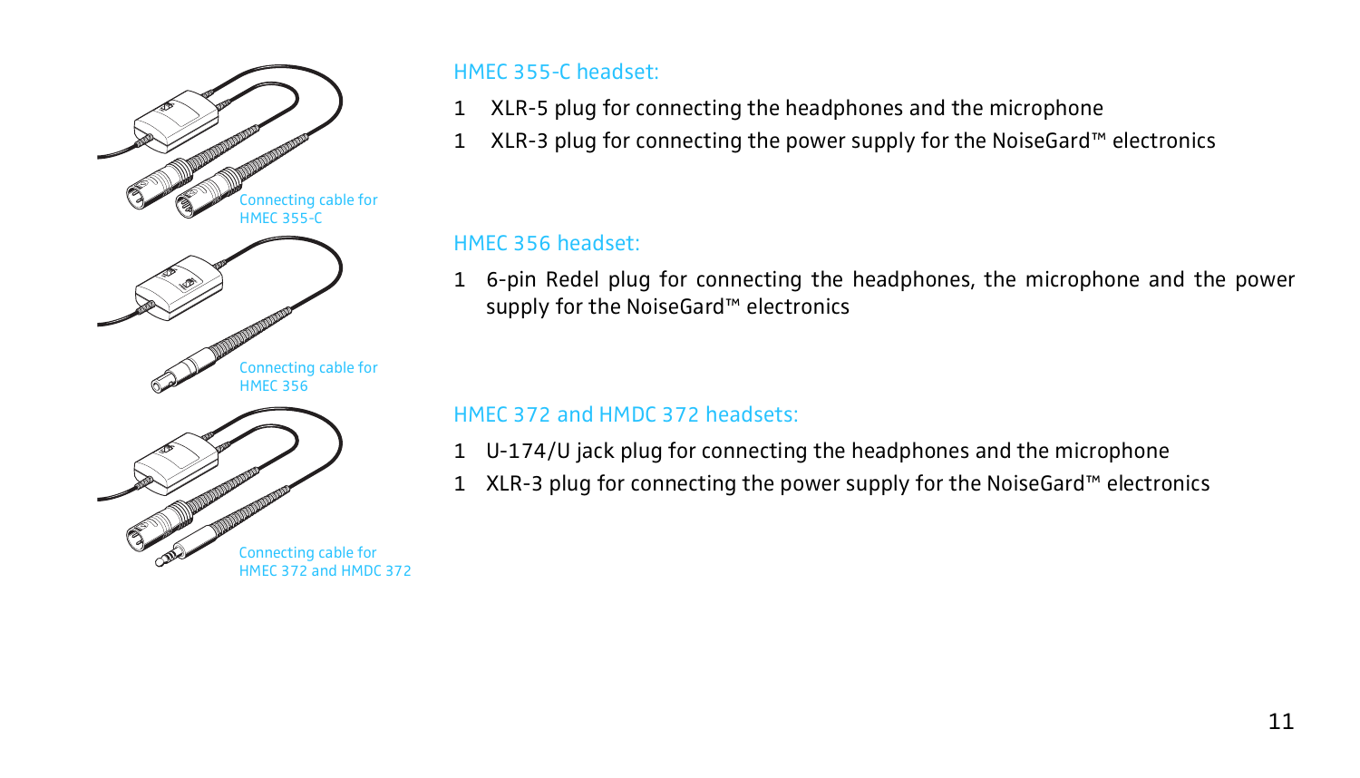Connecting cable for HMEC 355-C

Connecting cable for HMEC 356

Connecting cable for HMEC 372 and HMDC 372

### HMEC 355-C headset:

1 XLR-5 plug for connecting the headphones and the microphone

1 XLR-3 plug for connecting the power supply for the NoiseGard™ electronics

### HMEC 356 headset:

1 6-pin Redel plug for connecting the headphones, the microphone and the power supply for the NoiseGard™ electronics

### HMEC 372 and HMDC 372 headsets:

1 U-174/U jack plug for connecting the headphones and the microphone

1 XLR-3 plug for connecting the power supply for the NoiseGard™ electronics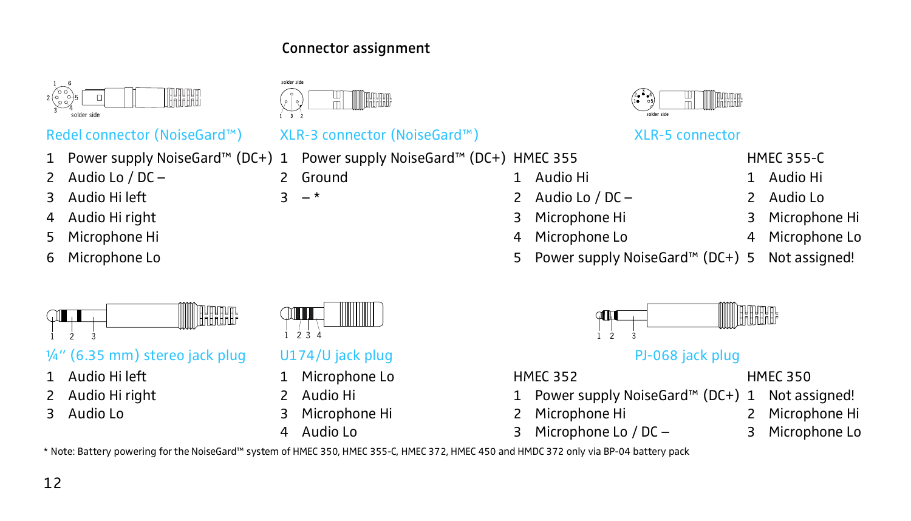## Connector assignment

### Redel connector (NoiseGard™)

1 Power supply NoiseGard™ (DC+)
2 Audio Lo / DC –
3 Audio Hi left
4 Audio Hi right
5 Microphone Hi
6 Microphone Lo

### XLR-3 connector (NoiseGard™)

1 Power supply NoiseGard™ (DC+)
2 Ground
3 – *

### XLR-5 connector

HMEC 355

1 Audio Hi
2 Audio Lo / DC –
3 Microphone Hi
4 Microphone Lo
5 Power supply NoiseGard™ (DC+)

HMEC 355-C

1 Audio Hi
2 Audio Lo
3 Microphone Hi
4 Microphone Lo
5 Not assigned!

### ¼'' (6.35 mm) stereo jack plug

1 Audio Hi left
2 Audio Hi right
3 Audio Lo

### U174/U jack plug

1 Microphone Lo
2 Audio Hi
3 Microphone Hi
4 Audio Lo

### PJ-068 jack plug

HMEC 352

1 Power supply NoiseGard™ (DC+)
2 Microphone Hi
3 Microphone Lo / DC –

HMEC 350

1 Not assigned!
2 Microphone Hi
3 Microphone Lo

* Note: Battery powering for the NoiseGard™ system of HMEC 350, HMEC 355-C, HMEC 372, HMEC 450 and HMDC 372 only via BP-04 battery pack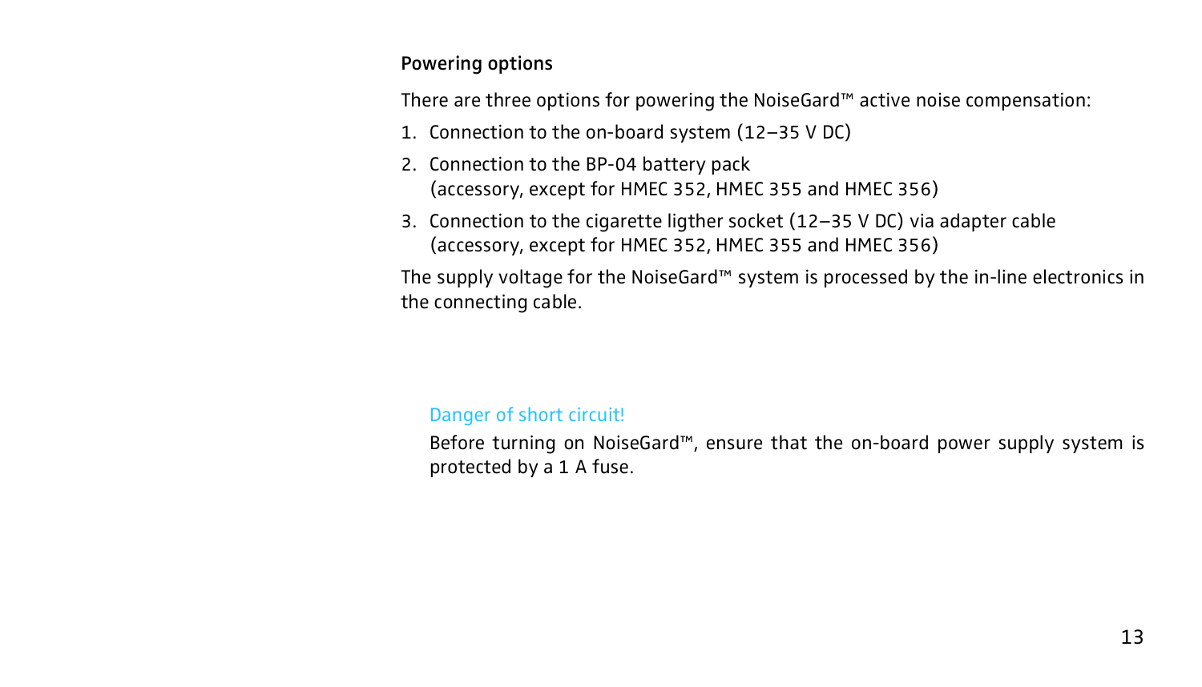### Powering options

There are three options for powering the NoiseGard™ active noise compensation:

1. Connection to the on-board system (12–35 V DC)
2. Connection to the BP-04 battery pack
   (accessory, except for HMEC 352, HMEC 355 and HMEC 356)
3. Connection to the cigarette ligther socket (12–35 V DC) via adapter cable
   (accessory, except for HMEC 352, HMEC 355 and HMEC 356)

The supply voltage for the NoiseGard™ system is processed by the in-line electronics in the connecting cable.

Danger of short circuit!

Before turning on NoiseGard™, ensure that the on-board power supply system is protected by a 1 A fuse.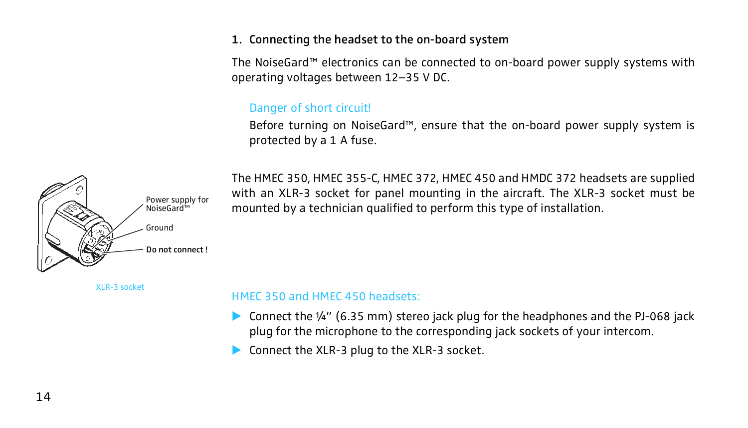## 1. Connecting the headset to the on-board system

The NoiseGard™ electronics can be connected to on-board power supply systems with operating voltages between 12–35 V DC.

**Danger of short circuit!**

Before turning on NoiseGard™, ensure that the on-board power supply system is protected by a 1 A fuse.

Power supply for NoiseGard™

Ground

**Do not connect !**

XLR-3 socket

The HMEC 350, HMEC 355-C, HMEC 372, HMEC 450 and HMDC 372 headsets are supplied with an XLR-3 socket for panel mounting in the aircraft. The XLR-3 socket must be mounted by a technician qualified to perform this type of installation.

### HMEC 350 and HMEC 450 headsets:

- Connect the ¼'' (6.35 mm) stereo jack plug for the headphones and the PJ-068 jack plug for the microphone to the corresponding jack sockets of your intercom.
- Connect the XLR-3 plug to the XLR-3 socket.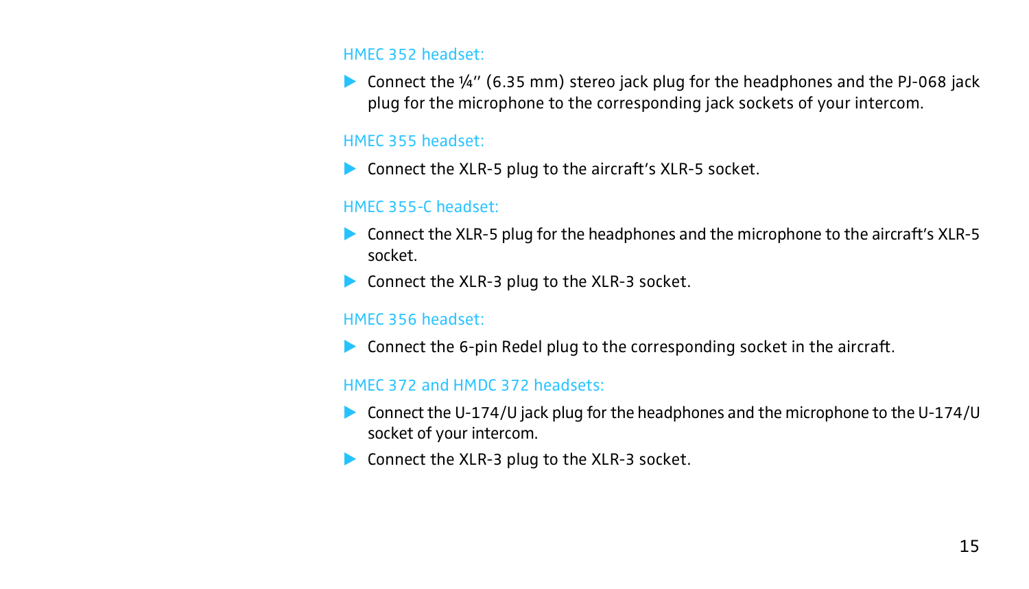### HMEC 352 headset:

- Connect the ¼" (6.35 mm) stereo jack plug for the headphones and the PJ-068 jack plug for the microphone to the corresponding jack sockets of your intercom.

### HMEC 355 headset:

- Connect the XLR-5 plug to the aircraft's XLR-5 socket.

### HMEC 355-C headset:

- Connect the XLR-5 plug for the headphones and the microphone to the aircraft's XLR-5 socket.
- Connect the XLR-3 plug to the XLR-3 socket.

### HMEC 356 headset:

- Connect the 6-pin Redel plug to the corresponding socket in the aircraft.

### HMEC 372 and HMDC 372 headsets:

- Connect the U-174/U jack plug for the headphones and the microphone to the U-174/U socket of your intercom.
- Connect the XLR-3 plug to the XLR-3 socket.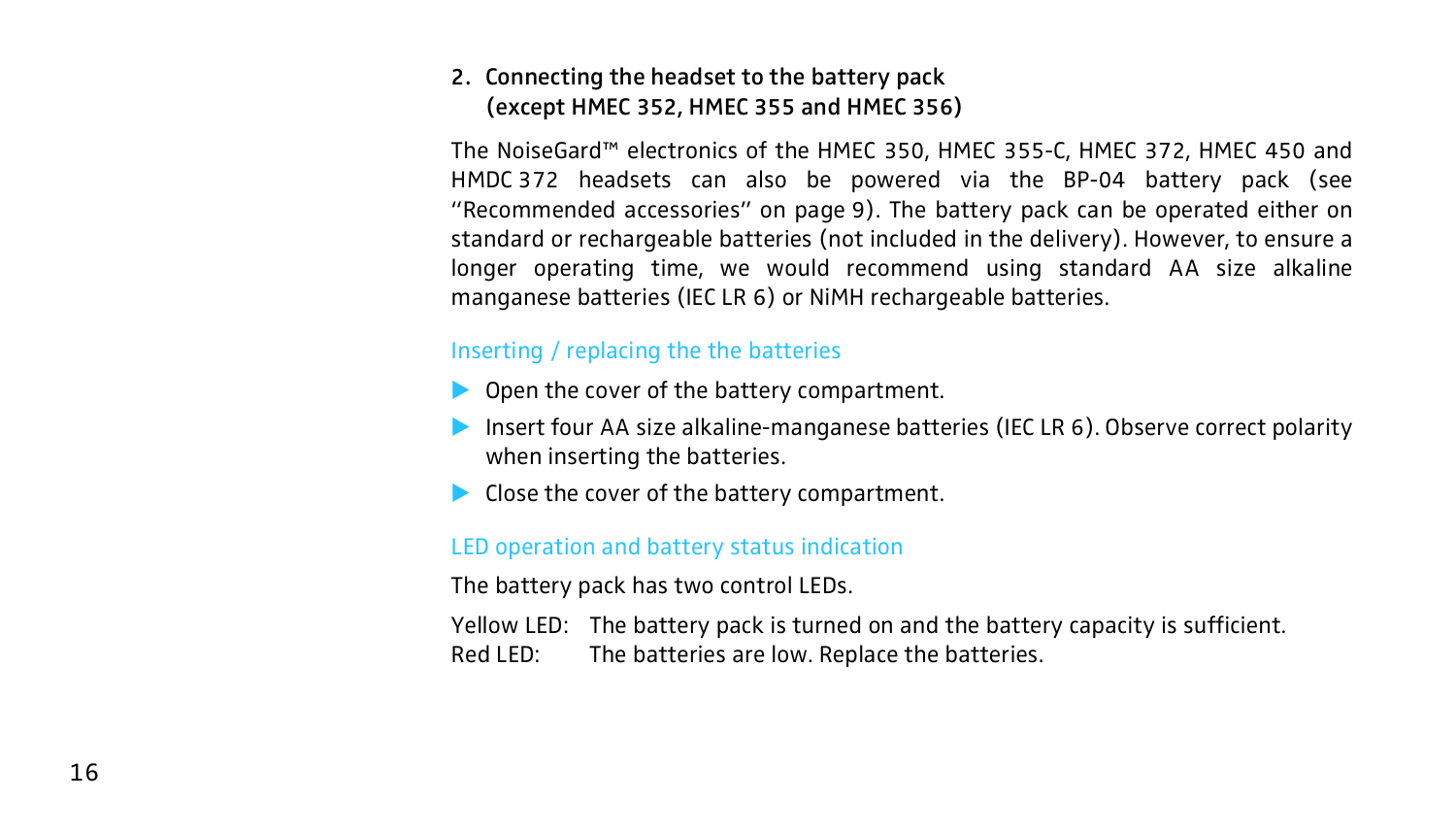## 2. Connecting the headset to the battery pack (except HMEC 352, HMEC 355 and HMEC 356)

The NoiseGard™ electronics of the HMEC 350, HMEC 355-C, HMEC 372, HMEC 450 and HMDC 372 headsets can also be powered via the BP-04 battery pack (see "Recommended accessories" on page 9). The battery pack can be operated either on standard or rechargeable batteries (not included in the delivery). However, to ensure a longer operating time, we would recommend using standard AA size alkaline manganese batteries (IEC LR 6) or NiMH rechargeable batteries.

### Inserting / replacing the the batteries

- Open the cover of the battery compartment.
- Insert four AA size alkaline-manganese batteries (IEC LR 6). Observe correct polarity when inserting the batteries.
- Close the cover of the battery compartment.

### LED operation and battery status indication

The battery pack has two control LEDs.

Yellow LED: The battery pack is turned on and the battery capacity is sufficient.
Red LED: The batteries are low. Replace the batteries.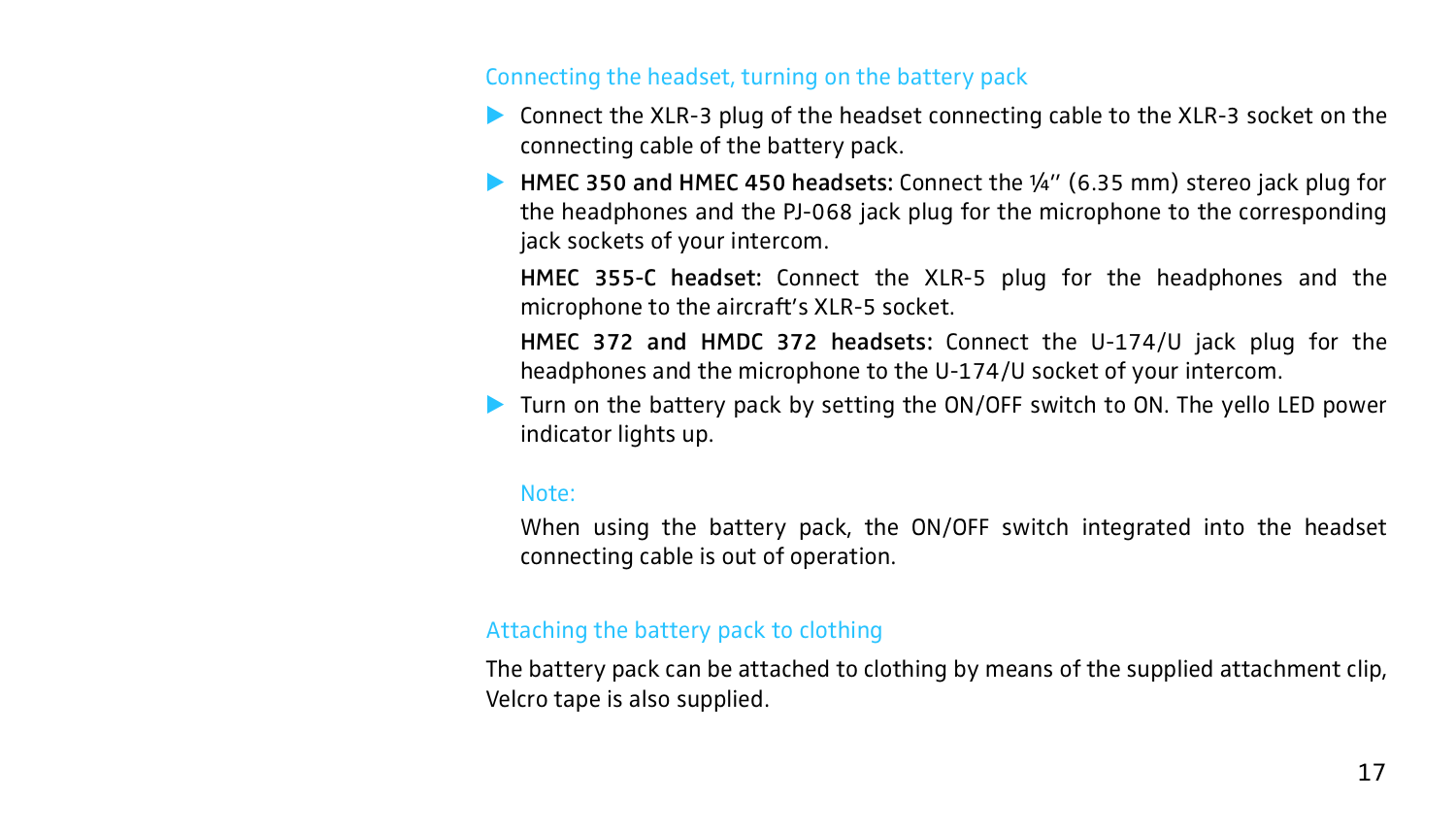### Connecting the headset, turning on the battery pack

- Connect the XLR-3 plug of the headset connecting cable to the XLR-3 socket on the connecting cable of the battery pack.
- **HMEC 350 and HMEC 450 headsets:** Connect the ¼" (6.35 mm) stereo jack plug for the headphones and the PJ-068 jack plug for the microphone to the corresponding jack sockets of your intercom.

  **HMEC 355-C headset:** Connect the XLR-5 plug for the headphones and the microphone to the aircraft's XLR-5 socket.

  **HMEC 372 and HMDC 372 headsets:** Connect the U-174/U jack plug for the headphones and the microphone to the U-174/U socket of your intercom.
- Turn on the battery pack by setting the ON/OFF switch to ON. The yello LED power indicator lights up.

Note:

When using the battery pack, the ON/OFF switch integrated into the headset connecting cable is out of operation.

### Attaching the battery pack to clothing

The battery pack can be attached to clothing by means of the supplied attachment clip, Velcro tape is also supplied.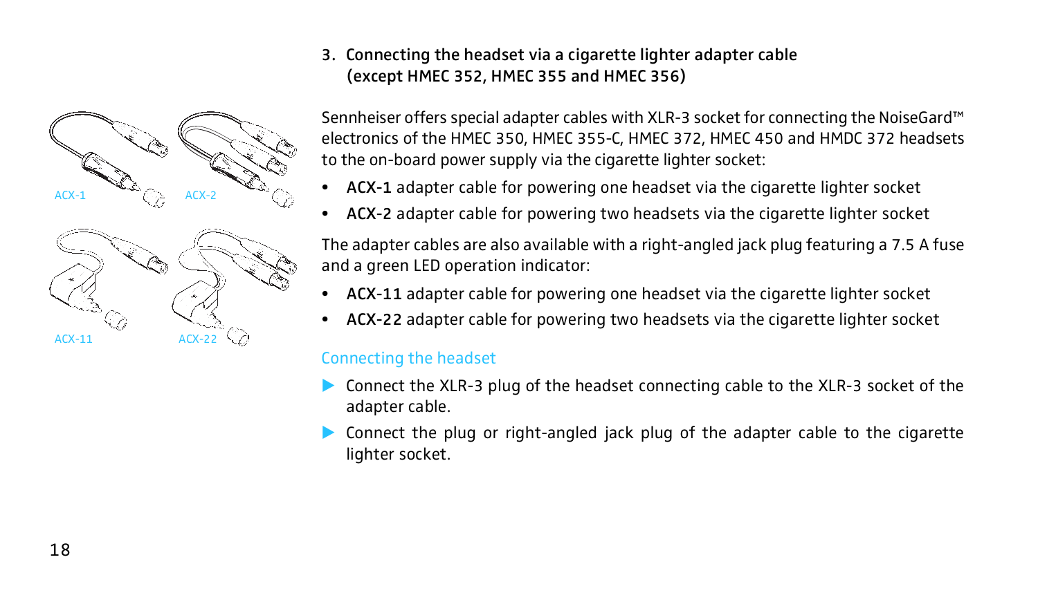### 3. Connecting the headset via a cigarette lighter adapter cable (except HMEC 352, HMEC 355 and HMEC 356)

ACX-1 ACX-2

ACX-11 ACX-22

Sennheiser offers special adapter cables with XLR-3 socket for connecting the NoiseGard™ electronics of the HMEC 350, HMEC 355-C, HMEC 372, HMEC 450 and HMDC 372 headsets to the on-board power supply via the cigarette lighter socket:

- **ACX-1** adapter cable for powering one headset via the cigarette lighter socket
- **ACX-2** adapter cable for powering two headsets via the cigarette lighter socket

The adapter cables are also available with a right-angled jack plug featuring a 7.5 A fuse and a green LED operation indicator:

- **ACX-11** adapter cable for powering one headset via the cigarette lighter socket
- **ACX-22** adapter cable for powering two headsets via the cigarette lighter socket

#### Connecting the headset

▶ Connect the XLR-3 plug of the headset connecting cable to the XLR-3 socket of the adapter cable.

▶ Connect the plug or right-angled jack plug of the adapter cable to the cigarette lighter socket.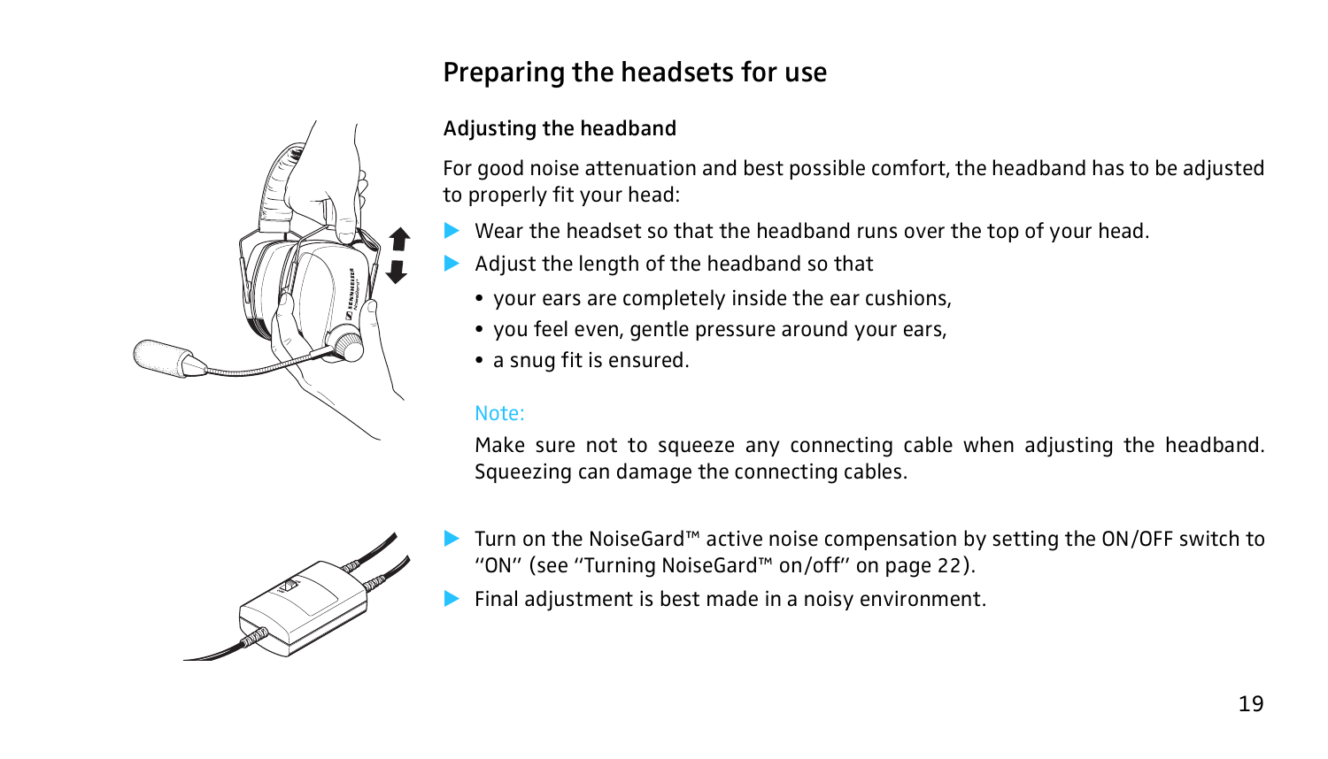## Preparing the headsets for use

### Adjusting the headband

For good noise attenuation and best possible comfort, the headband has to be adjusted to properly fit your head:

- Wear the headset so that the headband runs over the top of your head.
- Adjust the length of the headband so that
  - your ears are completely inside the ear cushions,
  - you feel even, gentle pressure around your ears,
  - a snug fit is ensured.

Note:

Make sure not to squeeze any connecting cable when adjusting the headband. Squeezing can damage the connecting cables.

- Turn on the NoiseGard™ active noise compensation by setting the ON/OFF switch to "ON" (see "Turning NoiseGard™ on/off" on page 22).
- Final adjustment is best made in a noisy environment.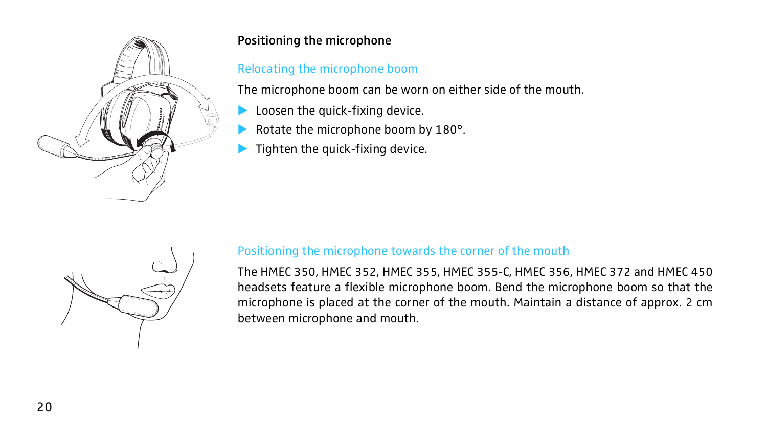## Positioning the microphone

### Relocating the microphone boom

The microphone boom can be worn on either side of the mouth.

- Loosen the quick-fixing device.
- Rotate the microphone boom by 180°.
- Tighten the quick-fixing device.

### Positioning the microphone towards the corner of the mouth

The HMEC 350, HMEC 352, HMEC 355, HMEC 355-C, HMEC 356, HMEC 372 and HMEC 450 headsets feature a flexible microphone boom. Bend the microphone boom so that the microphone is placed at the corner of the mouth. Maintain a distance of approx. 2 cm between microphone and mouth.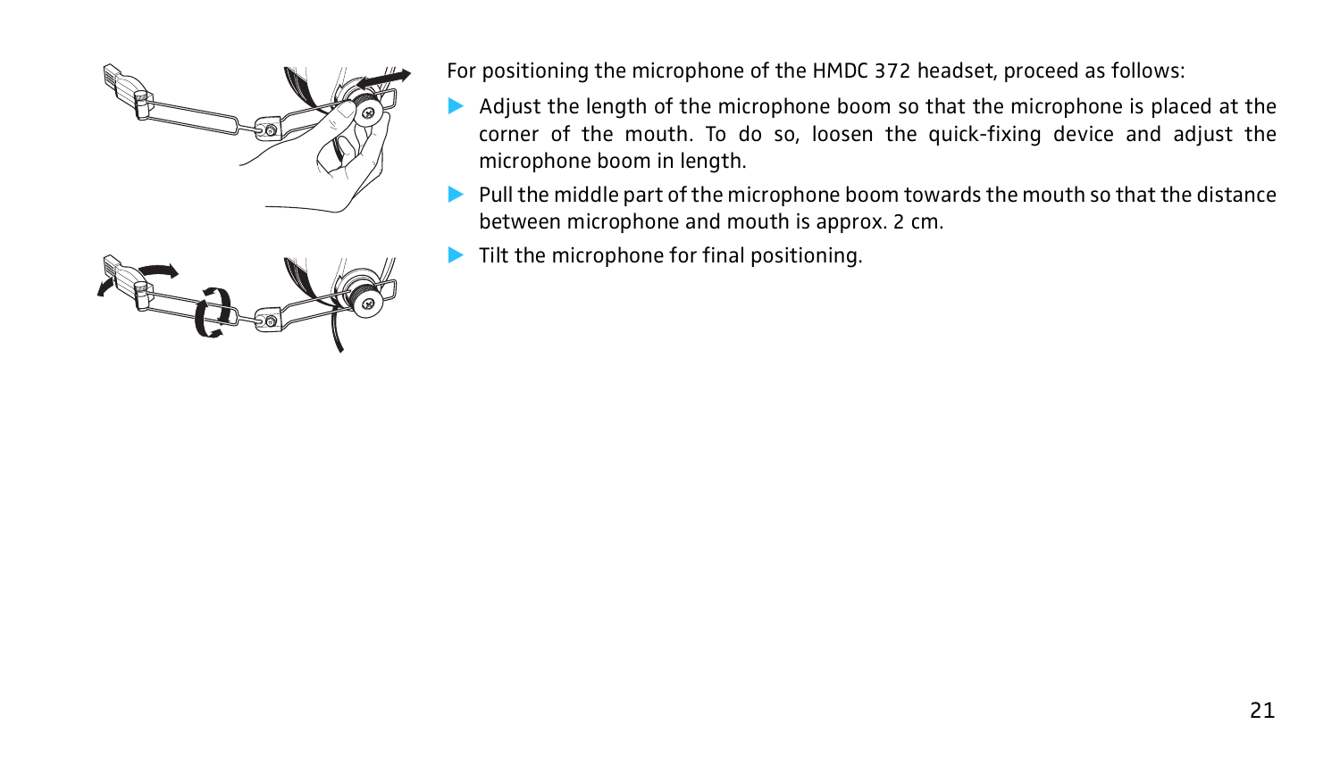For positioning the microphone of the HMDC 372 headset, proceed as follows:

- Adjust the length of the microphone boom so that the microphone is placed at the corner of the mouth. To do so, loosen the quick-fixing device and adjust the microphone boom in length.
- Pull the middle part of the microphone boom towards the mouth so that the distance between microphone and mouth is approx. 2 cm.
- Tilt the microphone for final positioning.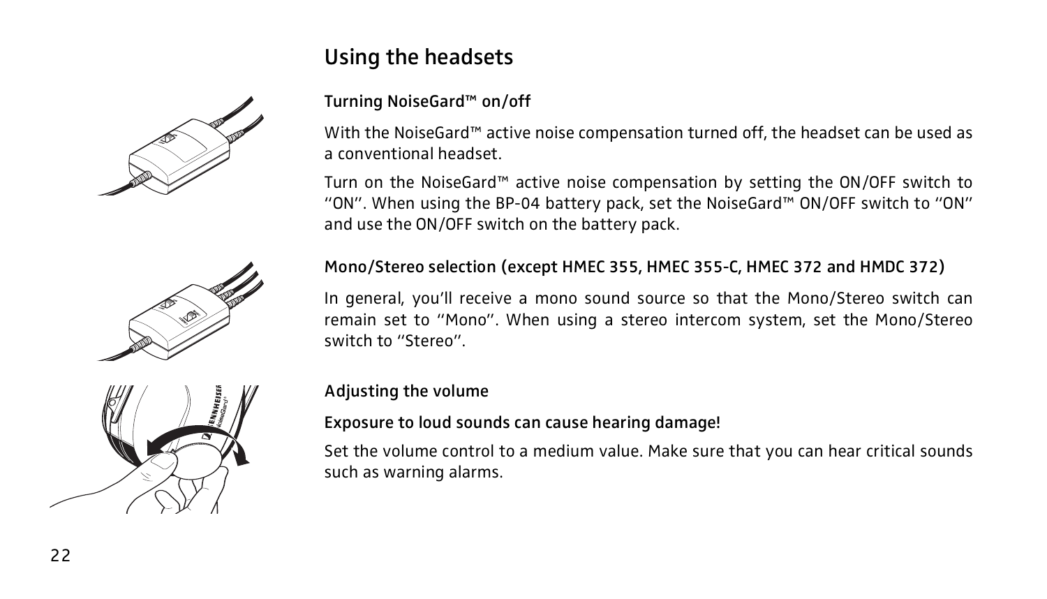## Using the headsets

### Turning NoiseGard™ on/off

With the NoiseGard™ active noise compensation turned off, the headset can be used as a conventional headset.

Turn on the NoiseGard™ active noise compensation by setting the ON/OFF switch to "ON". When using the BP-04 battery pack, set the NoiseGard™ ON/OFF switch to "ON" and use the ON/OFF switch on the battery pack.

### Mono/Stereo selection (except HMEC 355, HMEC 355-C, HMEC 372 and HMDC 372)

In general, you'll receive a mono sound source so that the Mono/Stereo switch can remain set to "Mono". When using a stereo intercom system, set the Mono/Stereo switch to "Stereo".

### Adjusting the volume

**Exposure to loud sounds can cause hearing damage!**

Set the volume control to a medium value. Make sure that you can hear critical sounds such as warning alarms.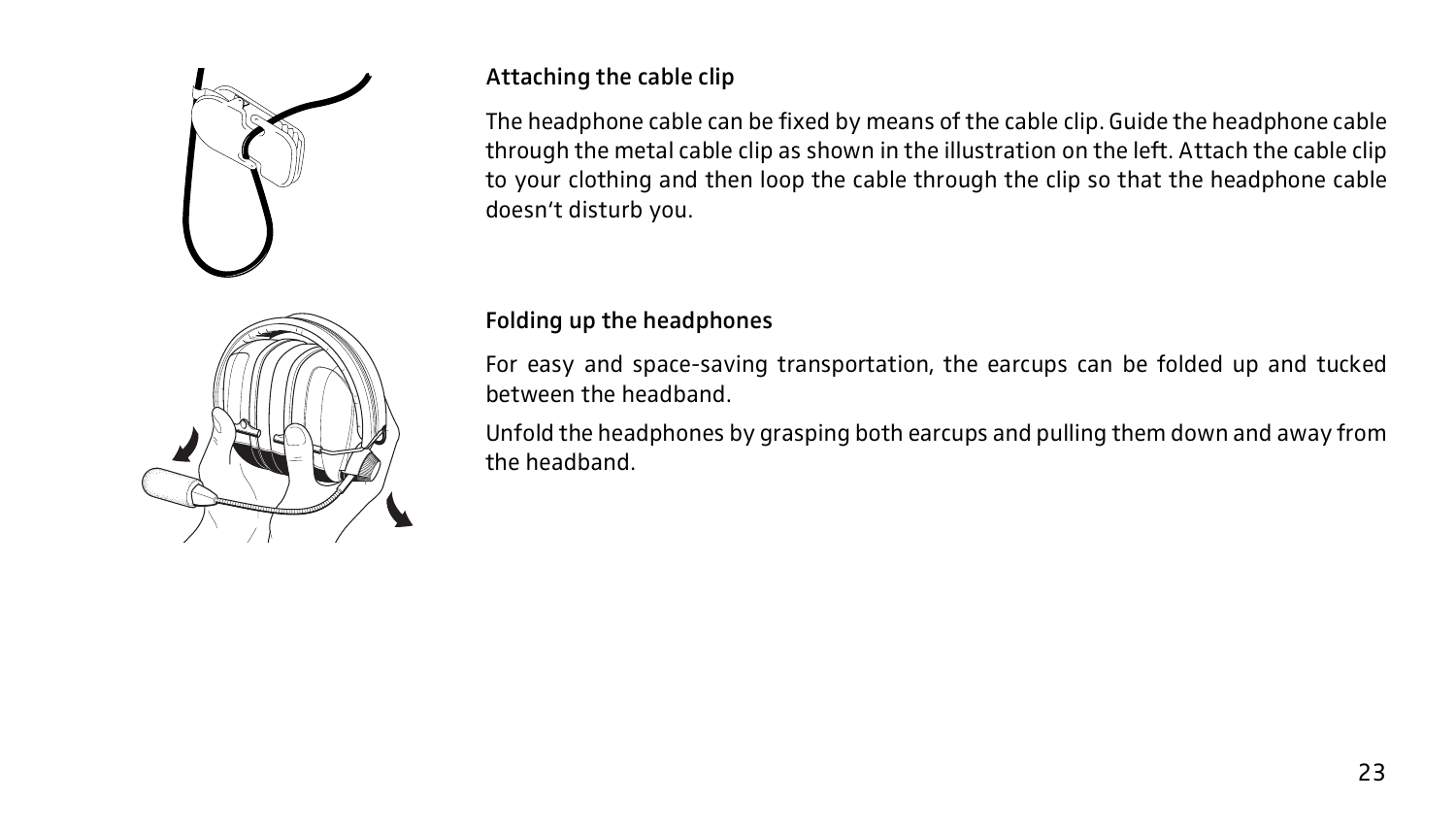### Attaching the cable clip

The headphone cable can be fixed by means of the cable clip. Guide the headphone cable through the metal cable clip as shown in the illustration on the left. Attach the cable clip to your clothing and then loop the cable through the clip so that the headphone cable doesn't disturb you.

### Folding up the headphones

For easy and space-saving transportation, the earcups can be folded up and tucked between the headband.

Unfold the headphones by grasping both earcups and pulling them down and away from the headband.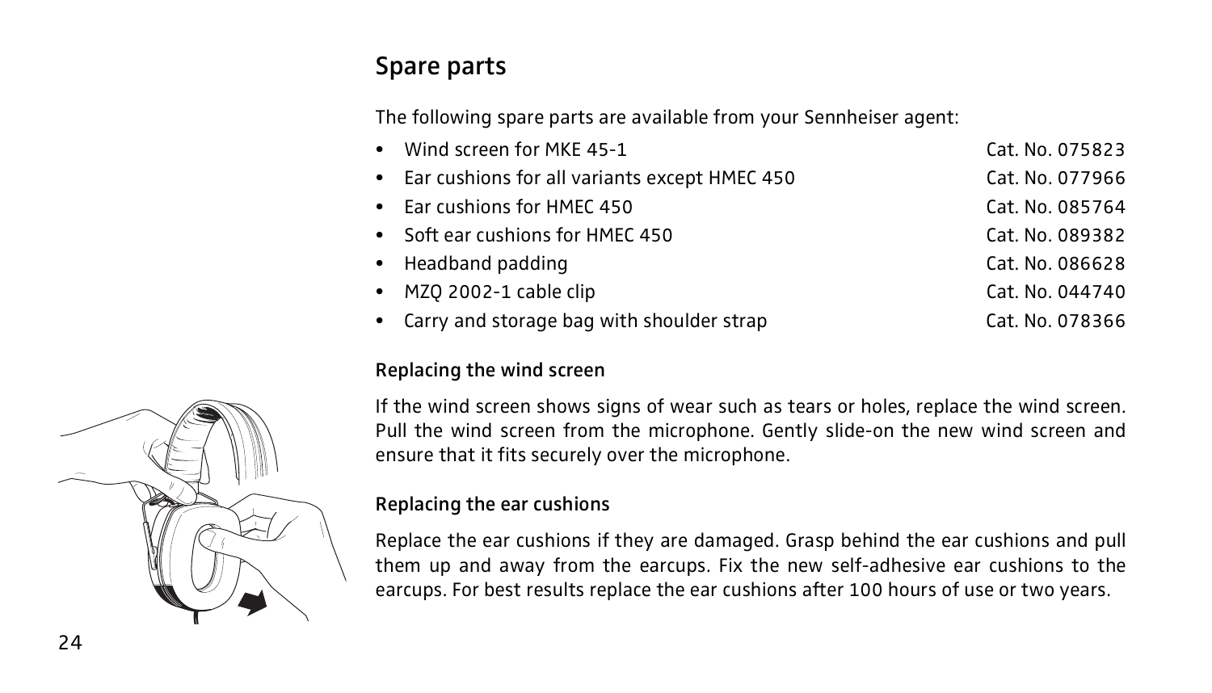## Spare parts

The following spare parts are available from your Sennheiser agent:

- Wind screen for MKE 45-1 Cat. No. 075823
- Ear cushions for all variants except HMEC 450 Cat. No. 077966
- Ear cushions for HMEC 450 Cat. No. 085764
- Soft ear cushions for HMEC 450 Cat. No. 089382
- Headband padding Cat. No. 086628
- MZQ 2002-1 cable clip Cat. No. 044740
- Carry and storage bag with shoulder strap Cat. No. 078366

### Replacing the wind screen

If the wind screen shows signs of wear such as tears or holes, replace the wind screen. Pull the wind screen from the microphone. Gently slide-on the new wind screen and ensure that it fits securely over the microphone.

### Replacing the ear cushions

Replace the ear cushions if they are damaged. Grasp behind the ear cushions and pull them up and away from the earcups. Fix the new self-adhesive ear cushions to the earcups. For best results replace the ear cushions after 100 hours of use or two years.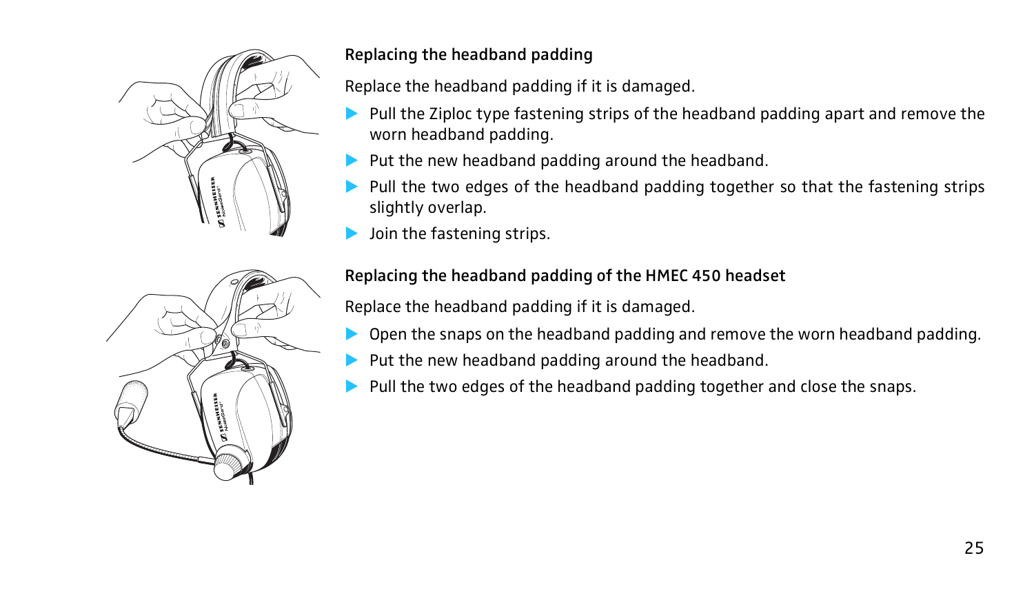## Replacing the headband padding

Replace the headband padding if it is damaged.

- Pull the Ziploc type fastening strips of the headband padding apart and remove the worn headband padding.
- Put the new headband padding around the headband.
- Pull the two edges of the headband padding together so that the fastening strips slightly overlap.
- Join the fastening strips.

## Replacing the headband padding of the HMEC 450 headset

Replace the headband padding if it is damaged.

- Open the snaps on the headband padding and remove the worn headband padding.
- Put the new headband padding around the headband.
- Pull the two edges of the headband padding together and close the snaps.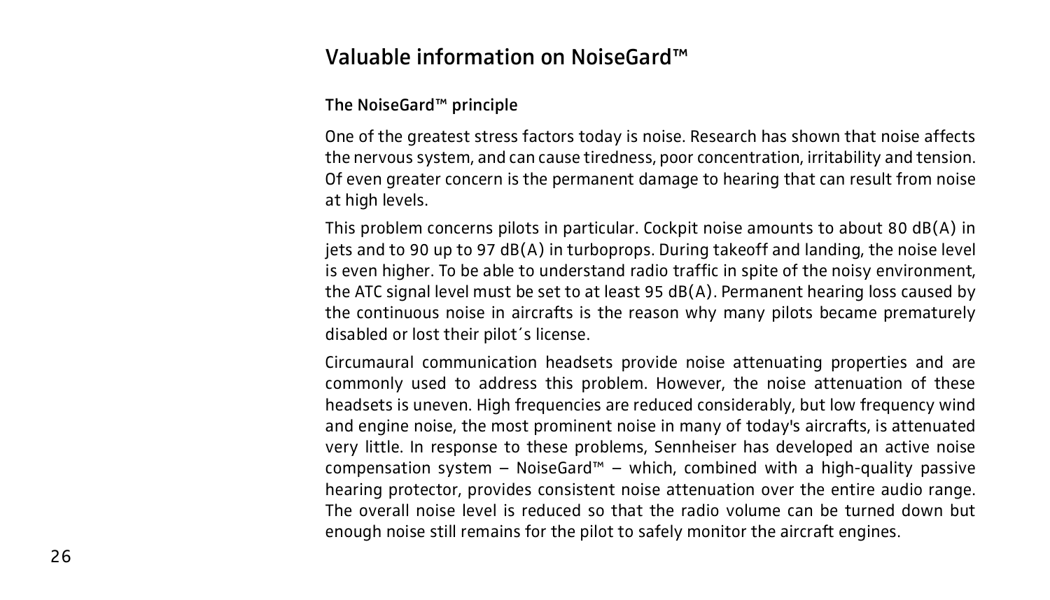# Valuable information on NoiseGard™

## The NoiseGard™ principle

One of the greatest stress factors today is noise. Research has shown that noise affects the nervous system, and can cause tiredness, poor concentration, irritability and tension. Of even greater concern is the permanent damage to hearing that can result from noise at high levels.

This problem concerns pilots in particular. Cockpit noise amounts to about 80 dB(A) in jets and to 90 up to 97 dB(A) in turboprops. During takeoff and landing, the noise level is even higher. To be able to understand radio traffic in spite of the noisy environment, the ATC signal level must be set to at least 95 dB(A). Permanent hearing loss caused by the continuous noise in aircrafts is the reason why many pilots became prematurely disabled or lost their pilot´s license.

Circumaural communication headsets provide noise attenuating properties and are commonly used to address this problem. However, the noise attenuation of these headsets is uneven. High frequencies are reduced considerably, but low frequency wind and engine noise, the most prominent noise in many of today's aircrafts, is attenuated very little. In response to these problems, Sennheiser has developed an active noise compensation system – NoiseGard™ – which, combined with a high-quality passive hearing protector, provides consistent noise attenuation over the entire audio range. The overall noise level is reduced so that the radio volume can be turned down but enough noise still remains for the pilot to safely monitor the aircraft engines.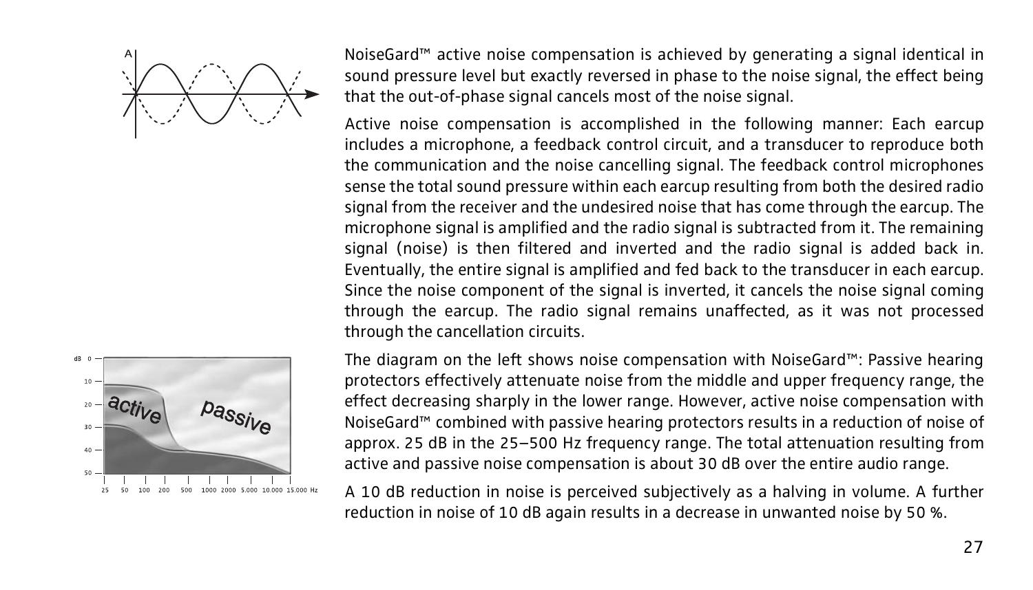NoiseGard™ active noise compensation is achieved by generating a signal identical in sound pressure level but exactly reversed in phase to the noise signal, the effect being that the out-of-phase signal cancels most of the noise signal.

Active noise compensation is accomplished in the following manner: Each earcup includes a microphone, a feedback control circuit, and a transducer to reproduce both the communication and the noise cancelling signal. The feedback control microphones sense the total sound pressure within each earcup resulting from both the desired radio signal from the receiver and the undesired noise that has come through the earcup. The microphone signal is amplified and the radio signal is subtracted from it. The remaining signal (noise) is then filtered and inverted and the radio signal is added back in. Eventually, the entire signal is amplified and fed back to the transducer in each earcup. Since the noise component of the signal is inverted, it cancels the noise signal coming through the earcup. The radio signal remains unaffected, as it was not processed through the cancellation circuits.

The diagram on the left shows noise compensation with NoiseGard™: Passive hearing protectors effectively attenuate noise from the middle and upper frequency range, the effect decreasing sharply in the lower range. However, active noise compensation with NoiseGard™ combined with passive hearing protectors results in a reduction of noise of approx. 25 dB in the 25–500 Hz frequency range. The total attenuation resulting from active and passive noise compensation is about 30 dB over the entire audio range.

A 10 dB reduction in noise is perceived subjectively as a halving in volume. A further reduction in noise of 10 dB again results in a decrease in unwanted noise by 50 %.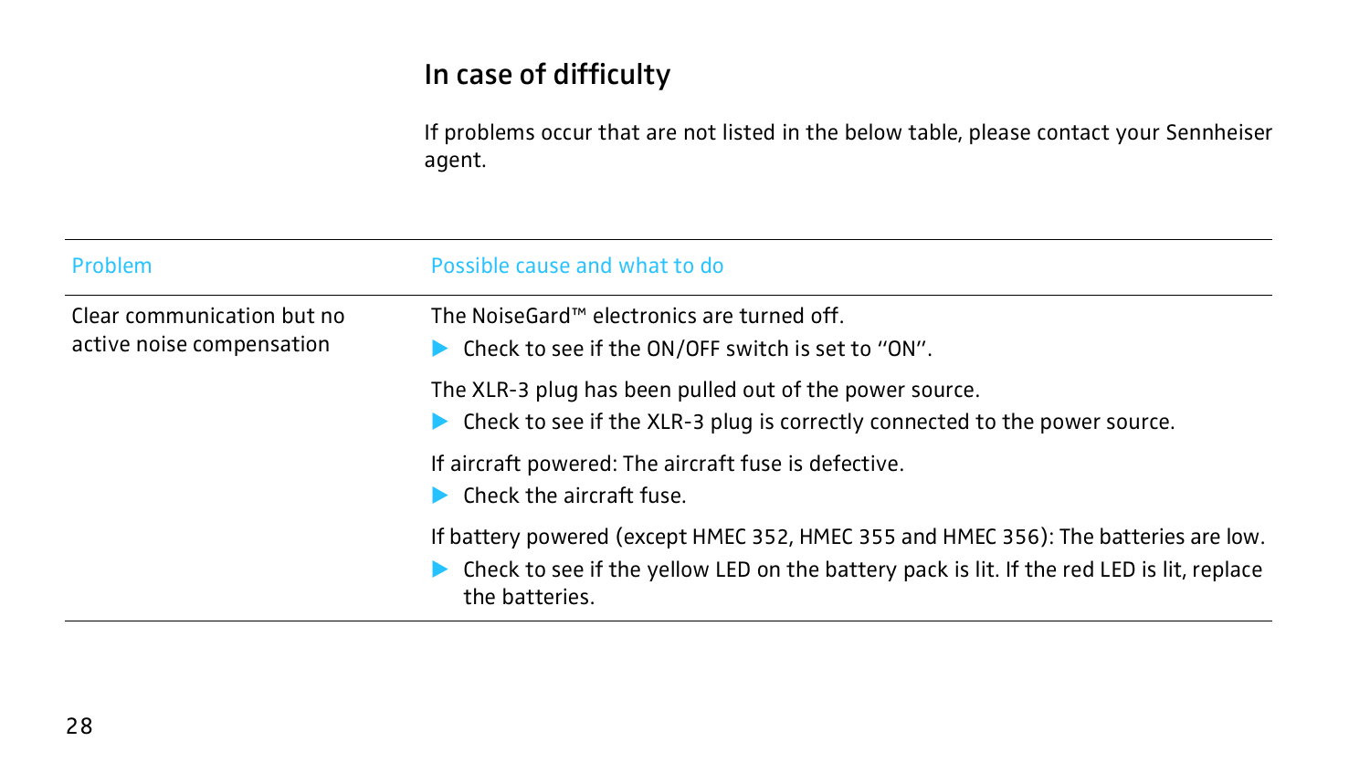# In case of difficulty

If problems occur that are not listed in the below table, please contact your Sennheiser agent.

| Problem | Possible cause and what to do |
| --- | --- |
| Clear communication but no active noise compensation | The NoiseGard™ electronics are turned off.<br>▶ Check to see if the ON/OFF switch is set to "ON". |
| | The XLR-3 plug has been pulled out of the power source.<br>▶ Check to see if the XLR-3 plug is correctly connected to the power source. |
| | If aircraft powered: The aircraft fuse is defective.<br>▶ Check the aircraft fuse. |
| | If battery powered (except HMEC 352, HMEC 355 and HMEC 356): The batteries are low.<br>▶ Check to see if the yellow LED on the battery pack is lit. If the red LED is lit, replace the batteries. |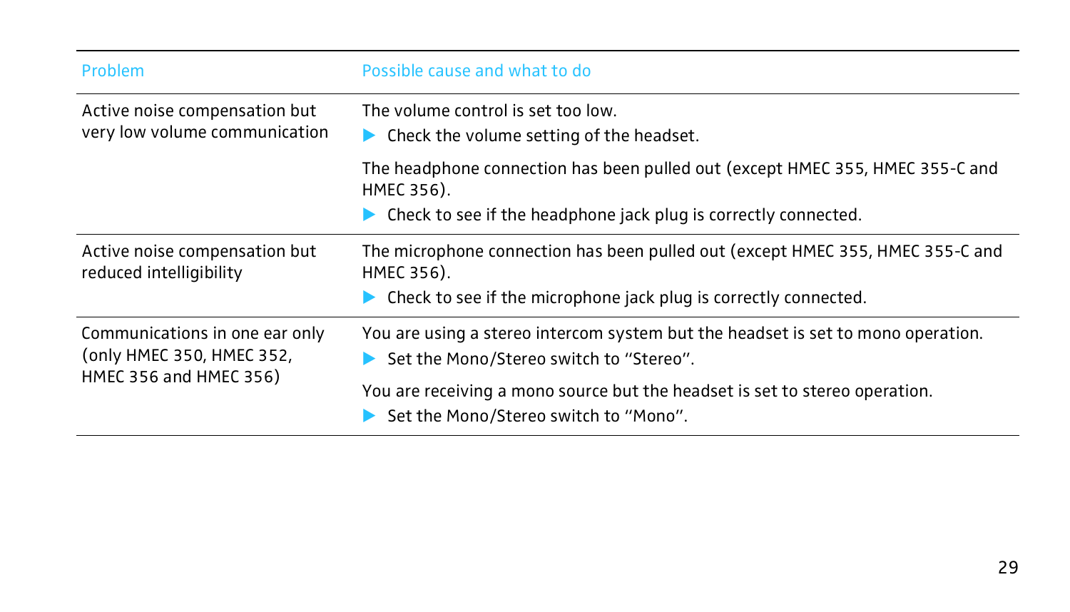| Problem | Possible cause and what to do |
|---|---|
| Active noise compensation but very low volume communication | The volume control is set too low.<br>▶ Check the volume setting of the headset.<br><br>The headphone connection has been pulled out (except HMEC 355, HMEC 355-C and HMEC 356).<br>▶ Check to see if the headphone jack plug is correctly connected. |
| Active noise compensation but reduced intelligibility | The microphone connection has been pulled out (except HMEC 355, HMEC 355-C and HMEC 356).<br>▶ Check to see if the microphone jack plug is correctly connected. |
| Communications in one ear only (only HMEC 350, HMEC 352, HMEC 356 and HMEC 356) | You are using a stereo intercom system but the headset is set to mono operation.<br>▶ Set the Mono/Stereo switch to "Stereo".<br><br>You are receiving a mono source but the headset is set to stereo operation.<br>▶ Set the Mono/Stereo switch to "Mono". |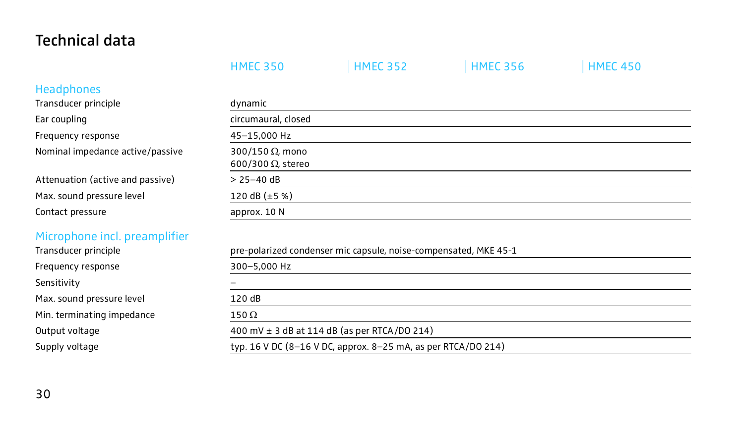# Technical data

| | HMEC 350 | HMEC 352 | HMEC 356 | HMEC 450 |
|---|---|---|---|---|
| **Headphones** | | | | |
| Transducer principle | dynamic | | | |
| Ear coupling | circumaural, closed | | | |
| Frequency response | 45–15,000 Hz | | | |
| Nominal impedance active/passive | 300/150 Ω, mono<br>600/300 Ω, stereo | | | |
| Attenuation (active and passive) | > 25–40 dB | | | |
| Max. sound pressure level | 120 dB (±5 %) | | | |
| Contact pressure | approx. 10 N | | | |
| **Microphone incl. preamplifier** | | | | |
| Transducer principle | pre-polarized condenser mic capsule, noise-compensated, MKE 45-1 | | | |
| Frequency response | 300–5,000 Hz | | | |
| Sensitivity | – | | | |
| Max. sound pressure level | 120 dB | | | |
| Min. terminating impedance | 150 Ω | | | |
| Output voltage | 400 mV ± 3 dB at 114 dB (as per RTCA/DO 214) | | | |
| Supply voltage | typ. 16 V DC (8–16 V DC, approx. 8–25 mA, as per RTCA/DO 214) | | | |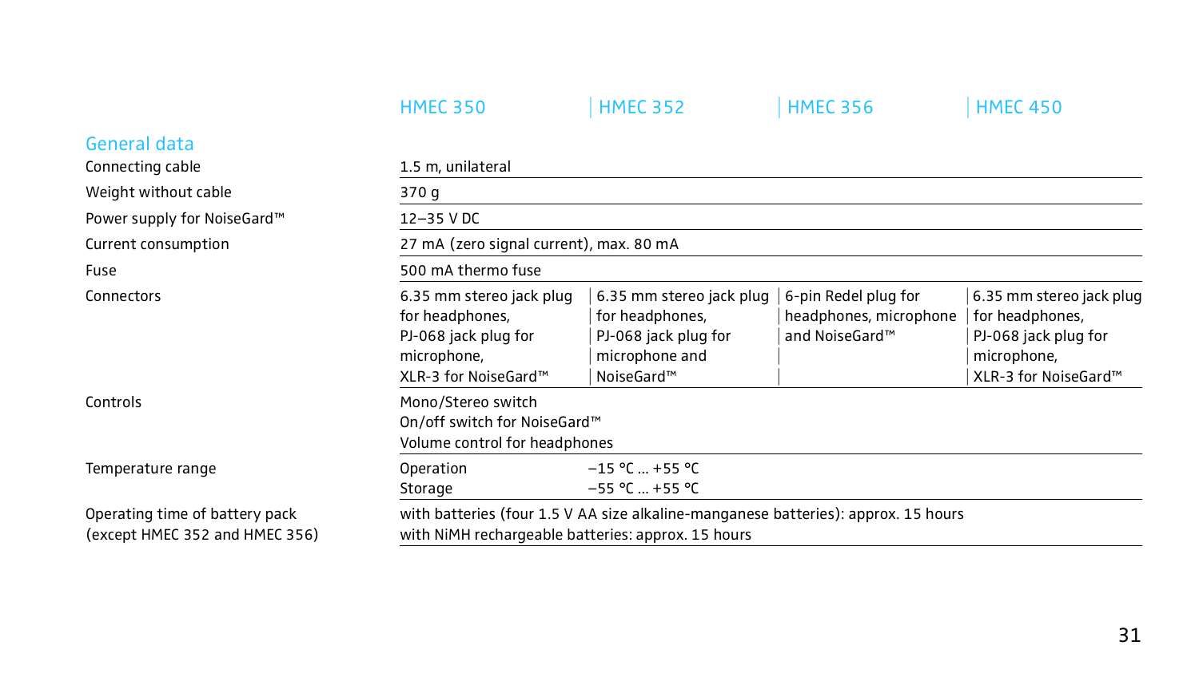| | HMEC 350 | HMEC 352 | HMEC 356 | HMEC 450 |
|---|---|---|---|---|
| **General data** | | | | |
| Connecting cable | 1.5 m, unilateral | | | |
| Weight without cable | 370 g | | | |
| Power supply for NoiseGard™ | 12–35 V DC | | | |
| Current consumption | 27 mA (zero signal current), max. 80 mA | | | |
| Fuse | 500 mA thermo fuse | | | |
| Connectors | 6.35 mm stereo jack plug for headphones, PJ-068 jack plug for microphone, XLR-3 for NoiseGard™ | 6.35 mm stereo jack plug for headphones, PJ-068 jack plug for microphone and NoiseGard™ | 6-pin Redel plug for headphones, microphone and NoiseGard™ | 6.35 mm stereo jack plug for headphones, PJ-068 jack plug for microphone, XLR-3 for NoiseGard™ |
| Controls | Mono/Stereo switch<br>On/off switch for NoiseGard™<br>Volume control for headphones | | | |
| Temperature range | Operation −15 °C ... +55 °C<br>Storage −55 °C ... +55 °C | | | |
| Operating time of battery pack (except HMEC 352 and HMEC 356) | with batteries (four 1.5 V AA size alkaline-manganese batteries): approx. 15 hours<br>with NiMH rechargeable batteries: approx. 15 hours | | | |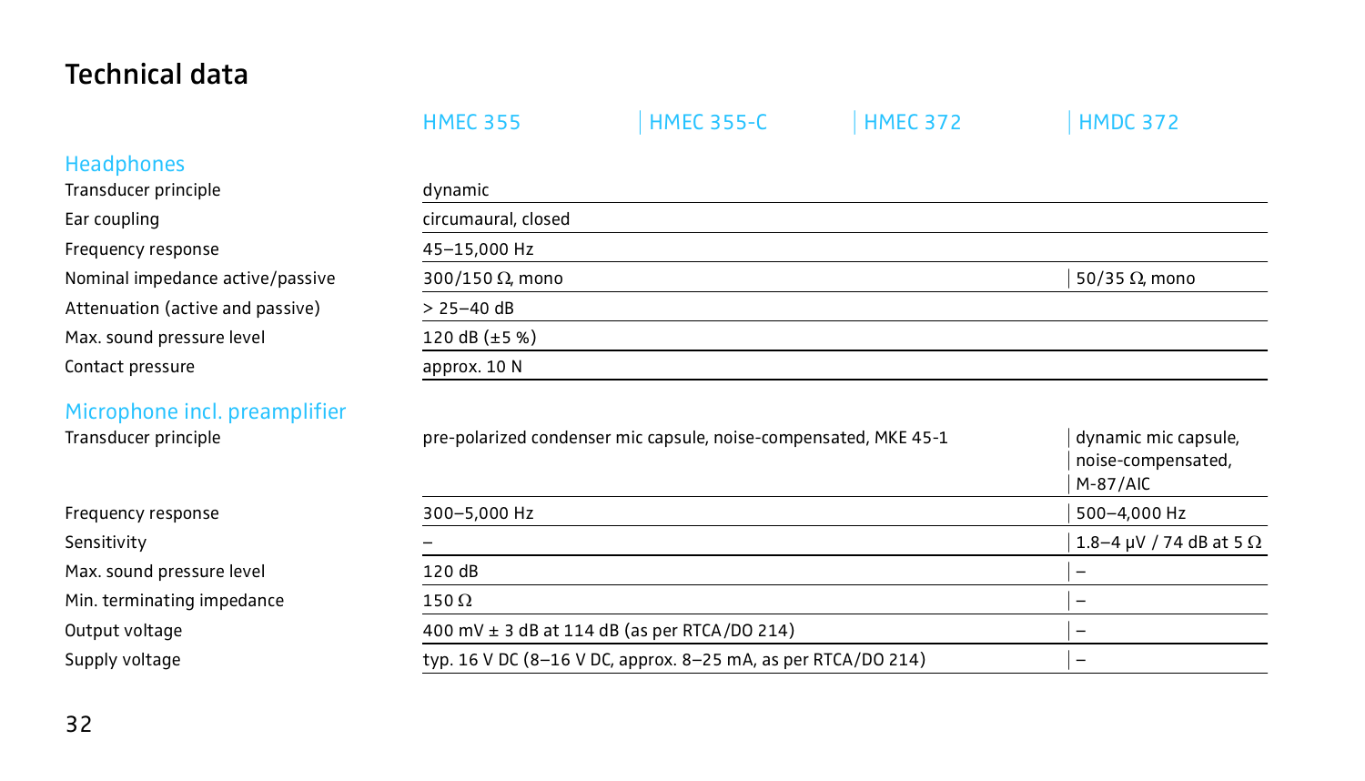# Technical data

| | HMEC 355 | HMEC 355-C | HMEC 372 | HMDC 372 |
|---|---|---|---|---|
| **Headphones** | | | | |
| Transducer principle | dynamic | | | |
| Ear coupling | circumaural, closed | | | |
| Frequency response | 45–15,000 Hz | | | |
| Nominal impedance active/passive | 300/150 Ω, mono | | | 50/35 Ω, mono |
| Attenuation (active and passive) | > 25–40 dB | | | |
| Max. sound pressure level | 120 dB (±5 %) | | | |
| Contact pressure | approx. 10 N | | | |
| **Microphone incl. preamplifier** | | | | |
| Transducer principle | pre-polarized condenser mic capsule, noise-compensated, MKE 45-1 | | | dynamic mic capsule, noise-compensated, M-87/AIC |
| Frequency response | 300–5,000 Hz | | | 500–4,000 Hz |
| Sensitivity | – | | | 1.8–4 μV / 74 dB at 5 Ω |
| Max. sound pressure level | 120 dB | | | – |
| Min. terminating impedance | 150 Ω | | | – |
| Output voltage | 400 mV ± 3 dB at 114 dB (as per RTCA/DO 214) | | | – |
| Supply voltage | typ. 16 V DC (8–16 V DC, approx. 8–25 mA, as per RTCA/DO 214) | | | – |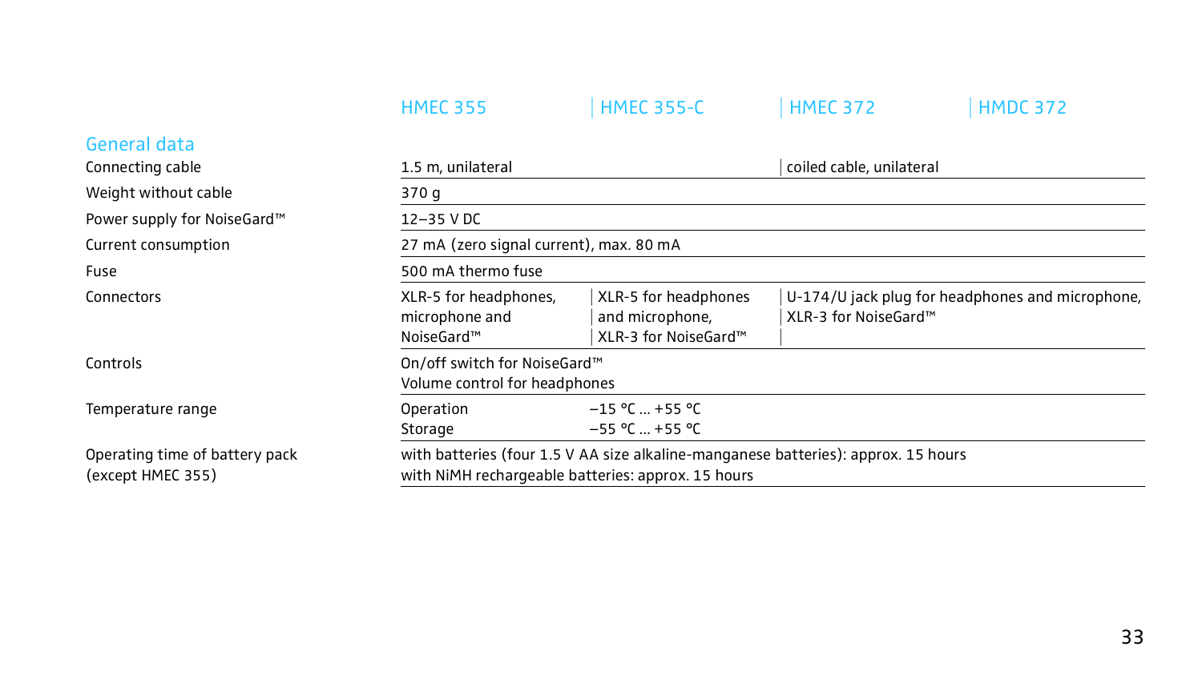## General data

| | HMEC 355 | HMEC 355-C | HMEC 372 | HMDC 372 |
|---|---|---|---|---|
| Connecting cable | 1.5 m, unilateral | | coiled cable, unilateral | |
| Weight without cable | 370 g | | | |
| Power supply for NoiseGard™ | 12–35 V DC | | | |
| Current consumption | 27 mA (zero signal current), max. 80 mA | | | |
| Fuse | 500 mA thermo fuse | | | |
| Connectors | XLR-5 for headphones, microphone and NoiseGard™ | XLR-5 for headphones and microphone, XLR-3 for NoiseGard™ | U-174/U jack plug for headphones and microphone, XLR-3 for NoiseGard™ | |
| Controls | On/off switch for NoiseGard™<br>Volume control for headphones | | | |
| Temperature range | Operation<br>Storage | −15 °C ... +55 °C<br>−55 °C ... +55 °C | | |
| Operating time of battery pack (except HMEC 355) | with batteries (four 1.5 V AA size alkaline-manganese batteries): approx. 15 hours<br>with NiMH rechargeable batteries: approx. 15 hours | | | |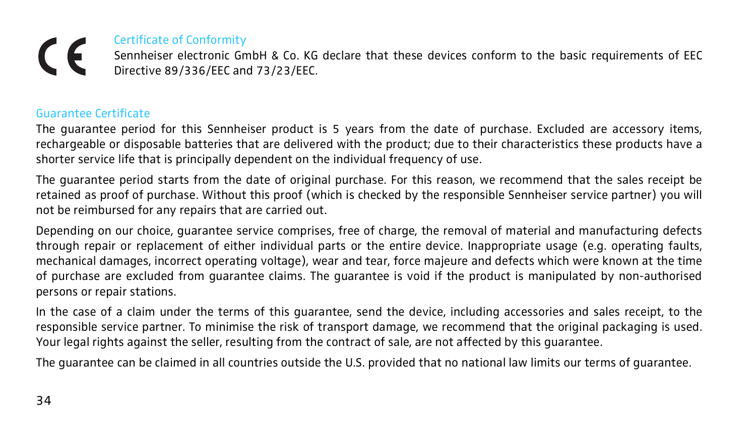## Certificate of Conformity

Sennheiser electronic GmbH & Co. KG declare that these devices conform to the basic requirements of EEC Directive 89/336/EEC and 73/23/EEC.

## Guarantee Certificate

The guarantee period for this Sennheiser product is 5 years from the date of purchase. Excluded are accessory items, rechargeable or disposable batteries that are delivered with the product; due to their characteristics these products have a shorter service life that is principally dependent on the individual frequency of use.

The guarantee period starts from the date of original purchase. For this reason, we recommend that the sales receipt be retained as proof of purchase. Without this proof (which is checked by the responsible Sennheiser service partner) you will not be reimbursed for any repairs that are carried out.

Depending on our choice, guarantee service comprises, free of charge, the removal of material and manufacturing defects through repair or replacement of either individual parts or the entire device. Inappropriate usage (e.g. operating faults, mechanical damages, incorrect operating voltage), wear and tear, force majeure and defects which were known at the time of purchase are excluded from guarantee claims. The guarantee is void if the product is manipulated by non-authorised persons or repair stations.

In the case of a claim under the terms of this guarantee, send the device, including accessories and sales receipt, to the responsible service partner. To minimise the risk of transport damage, we recommend that the original packaging is used. Your legal rights against the seller, resulting from the contract of sale, are not affected by this guarantee.

The guarantee can be claimed in all countries outside the U.S. provided that no national law limits our terms of guarantee.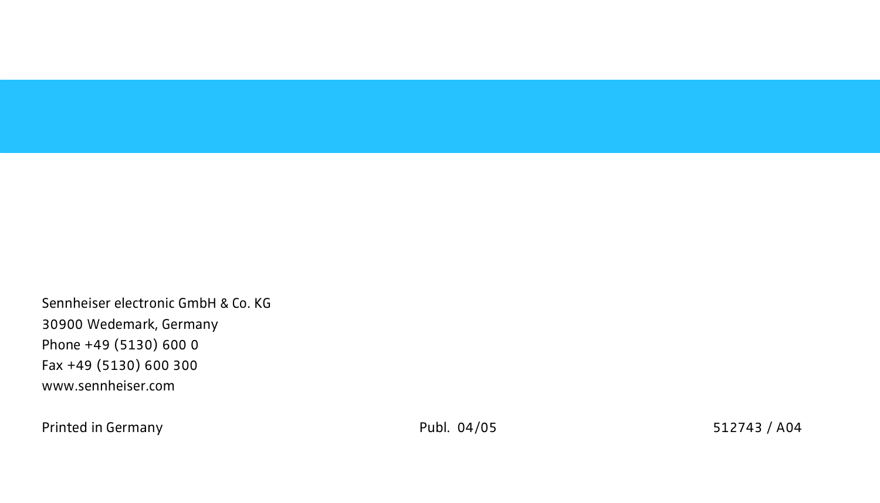Sennheiser electronic GmbH & Co. KG
30900 Wedemark, Germany
Phone +49 (5130) 600 0
Fax +49 (5130) 600 300
www.sennheiser.com

Printed in Germany Publ. 04/05 512743 / A04